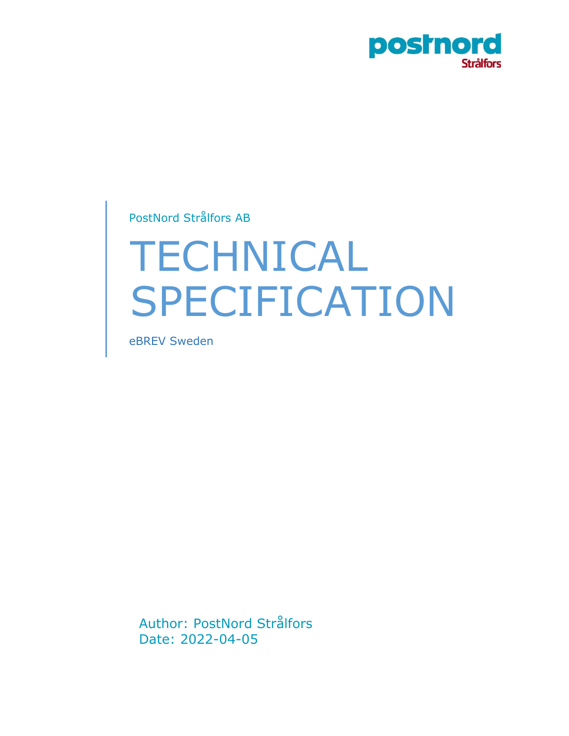postnord
Strålfors

PostNord Strålfors AB

# TECHNICAL SPECIFICATION

eBREV Sweden

Author: PostNord Strålfors
Date: 2022-04-05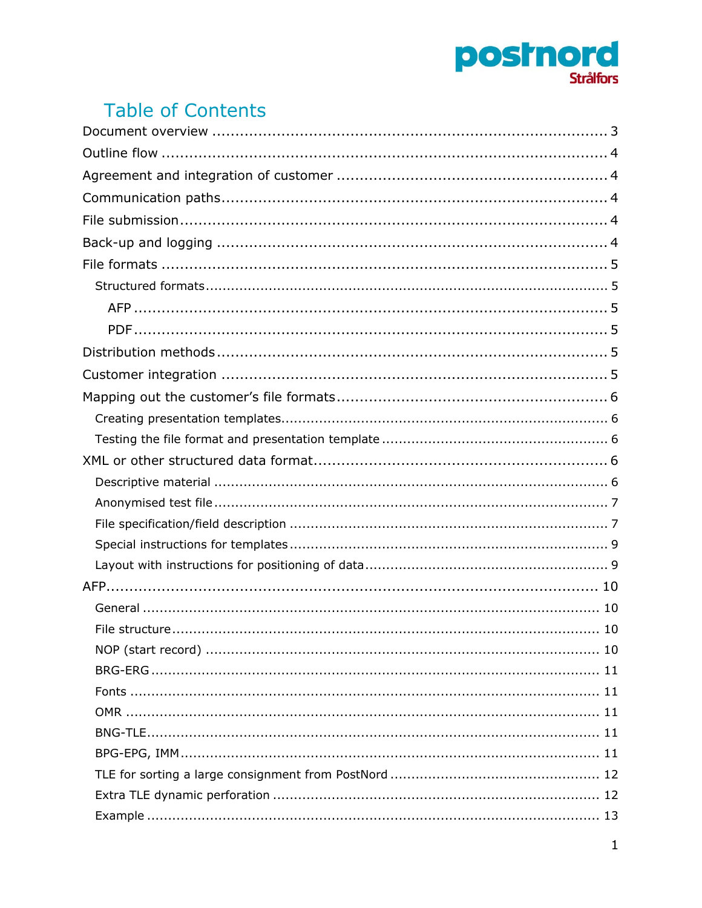# Table of Contents

Document overview ........................................................................... 3
Outline flow ......................................................................................... 4
Agreement and integration of customer ............................................. 4
Communication paths.......................................................................... 4
File submission.................................................................................... 4
Back-up and logging ........................................................................... 4
File formats ......................................................................................... 5
- Structured formats.............................................................................. 5
  - AFP ............................................................................................. 5
  - PDF ............................................................................................. 5

Distribution methods........................................................................... 5
Customer integration ........................................................................... 5
Mapping out the customer's file formats.............................................. 6
- Creating presentation templates......................................................... 6
- Testing the file format and presentation template ............................... 6

XML or other structured data format.................................................... 6
- Descriptive material ............................................................................ 6
- Anonymised test file ........................................................................... 7
- File specification/field description ...................................................... 7
- Special instructions for templates ....................................................... 9
- Layout with instructions for positioning of data ................................... 9

AFP.................................................................................................... 10
- General ............................................................................................ 10
- File structure..................................................................................... 10
- NOP (start record) ............................................................................ 10
- BRG-ERG ......................................................................................... 11
- Fonts ................................................................................................ 11
- OMR ................................................................................................ 11
- BNG-TLE.......................................................................................... 11
- BPG-EPG, IMM................................................................................. 11
- TLE for sorting a large consignment from PostNord ......................... 12
- Extra TLE dynamic perforation .......................................................... 12
- Example ........................................................................................... 13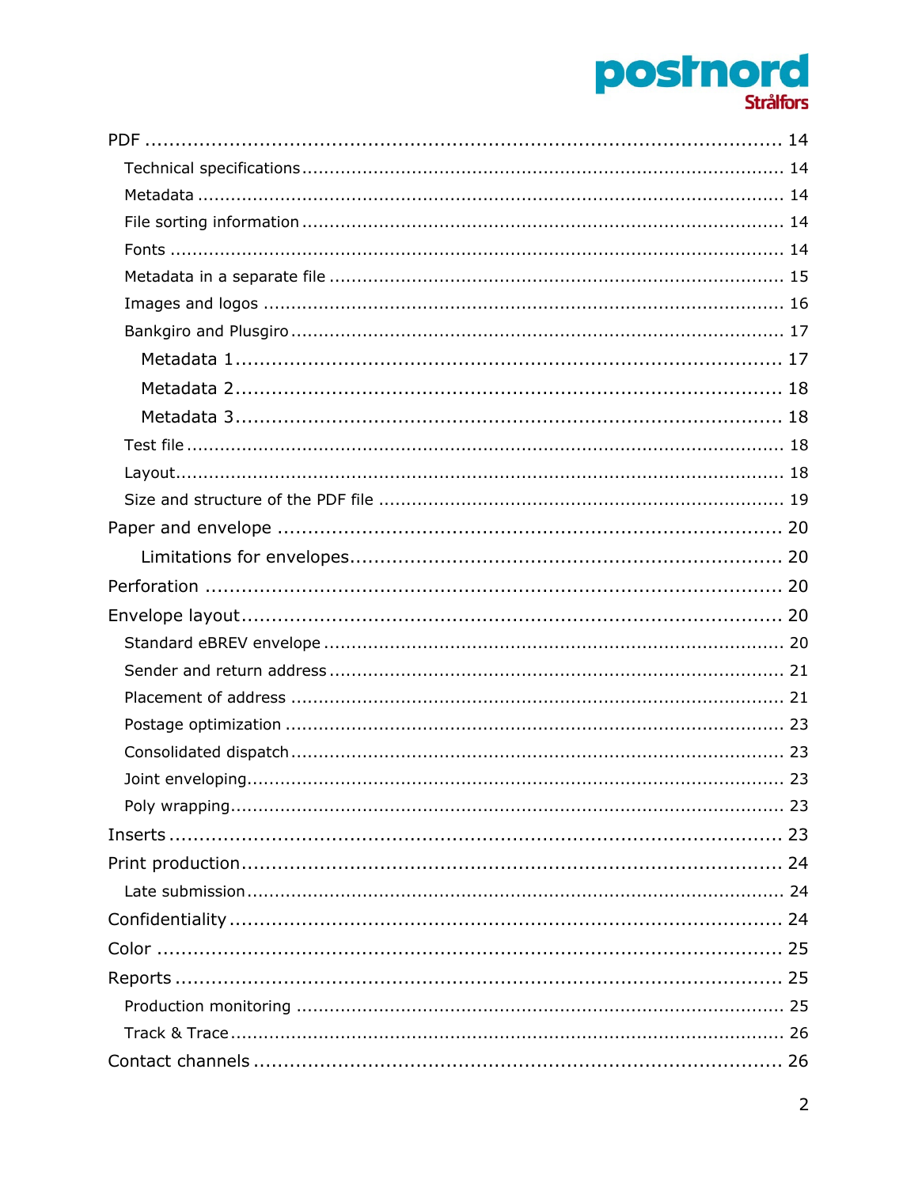- PDF ........ 14
  - Technical specifications ........ 14
  - Metadata ........ 14
  - File sorting information ........ 14
  - Fonts ........ 14
  - Metadata in a separate file ........ 15
  - Images and logos ........ 16
  - Bankgiro and Plusgiro ........ 17
    - Metadata 1 ........ 17
    - Metadata 2 ........ 18
    - Metadata 3 ........ 18
  - Test file ........ 18
  - Layout ........ 18
  - Size and structure of the PDF file ........ 19
- Paper and envelope ........ 20
    - Limitations for envelopes ........ 20
- Perforation ........ 20
- Envelope layout ........ 20
  - Standard eBREV envelope ........ 20
  - Sender and return address ........ 21
  - Placement of address ........ 21
  - Postage optimization ........ 23
  - Consolidated dispatch ........ 23
  - Joint enveloping ........ 23
  - Poly wrapping ........ 23
- Inserts ........ 23
- Print production ........ 24
  - Late submission ........ 24
- Confidentiality ........ 24
- Color ........ 25
- Reports ........ 25
  - Production monitoring ........ 25
  - Track & Trace ........ 26
- Contact channels ........ 26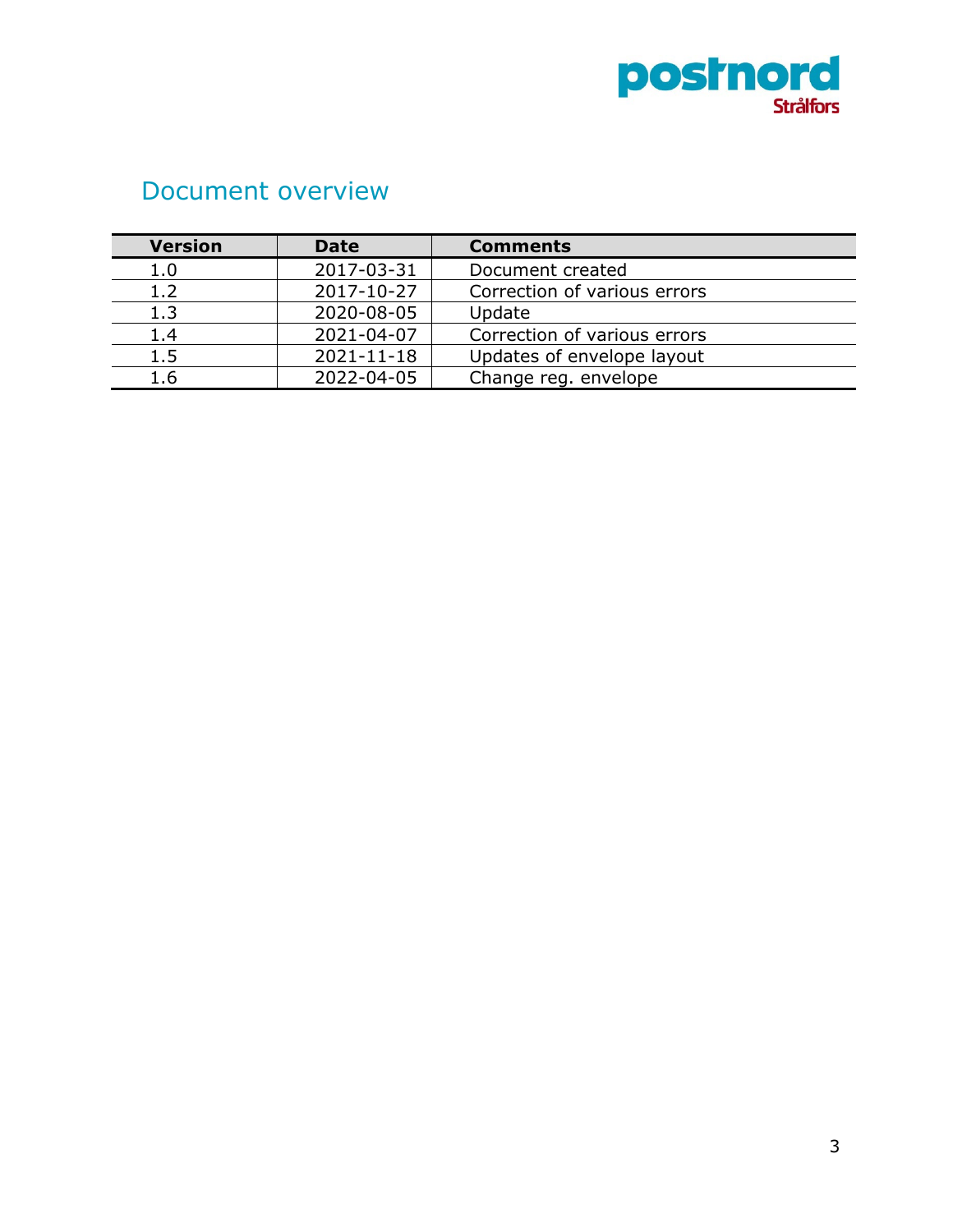# Document overview

| Version | Date | Comments |
|---|---|---|
| 1.0 | 2017-03-31 | Document created |
| 1.2 | 2017-10-27 | Correction of various errors |
| 1.3 | 2020-08-05 | Update |
| 1.4 | 2021-04-07 | Correction of various errors |
| 1.5 | 2021-11-18 | Updates of envelope layout |
| 1.6 | 2022-04-05 | Change reg. envelope |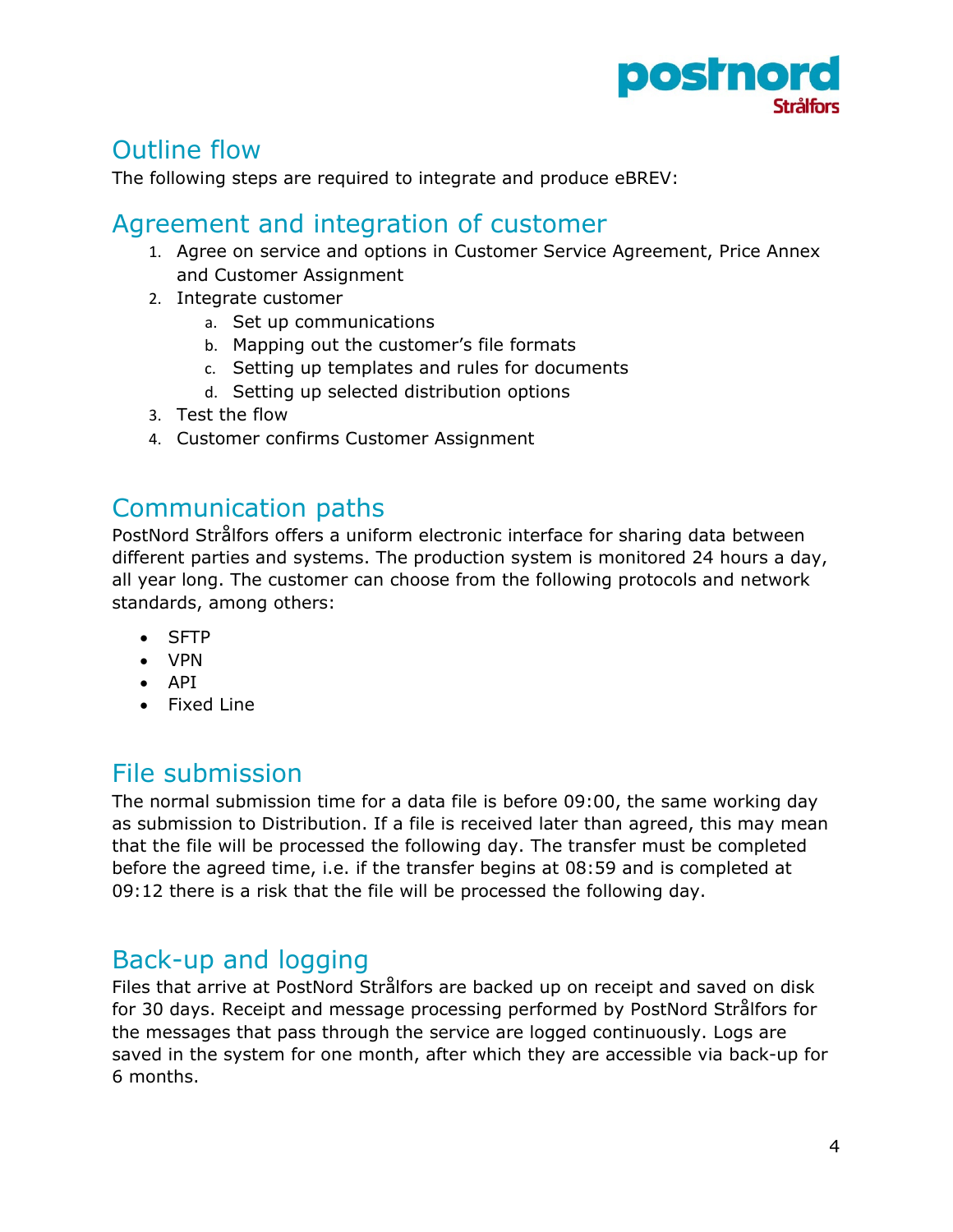## Outline flow

The following steps are required to integrate and produce eBREV:

## Agreement and integration of customer

1. Agree on service and options in Customer Service Agreement, Price Annex and Customer Assignment
2. Integrate customer
   a. Set up communications
   b. Mapping out the customer's file formats
   c. Setting up templates and rules for documents
   d. Setting up selected distribution options
3. Test the flow
4. Customer confirms Customer Assignment

## Communication paths

PostNord Strålfors offers a uniform electronic interface for sharing data between different parties and systems. The production system is monitored 24 hours a day, all year long. The customer can choose from the following protocols and network standards, among others:

- SFTP
- VPN
- API
- Fixed Line

## File submission

The normal submission time for a data file is before 09:00, the same working day as submission to Distribution. If a file is received later than agreed, this may mean that the file will be processed the following day. The transfer must be completed before the agreed time, i.e. if the transfer begins at 08:59 and is completed at 09:12 there is a risk that the file will be processed the following day.

## Back-up and logging

Files that arrive at PostNord Strålfors are backed up on receipt and saved on disk for 30 days. Receipt and message processing performed by PostNord Strålfors for the messages that pass through the service are logged continuously. Logs are saved in the system for one month, after which they are accessible via back-up for 6 months.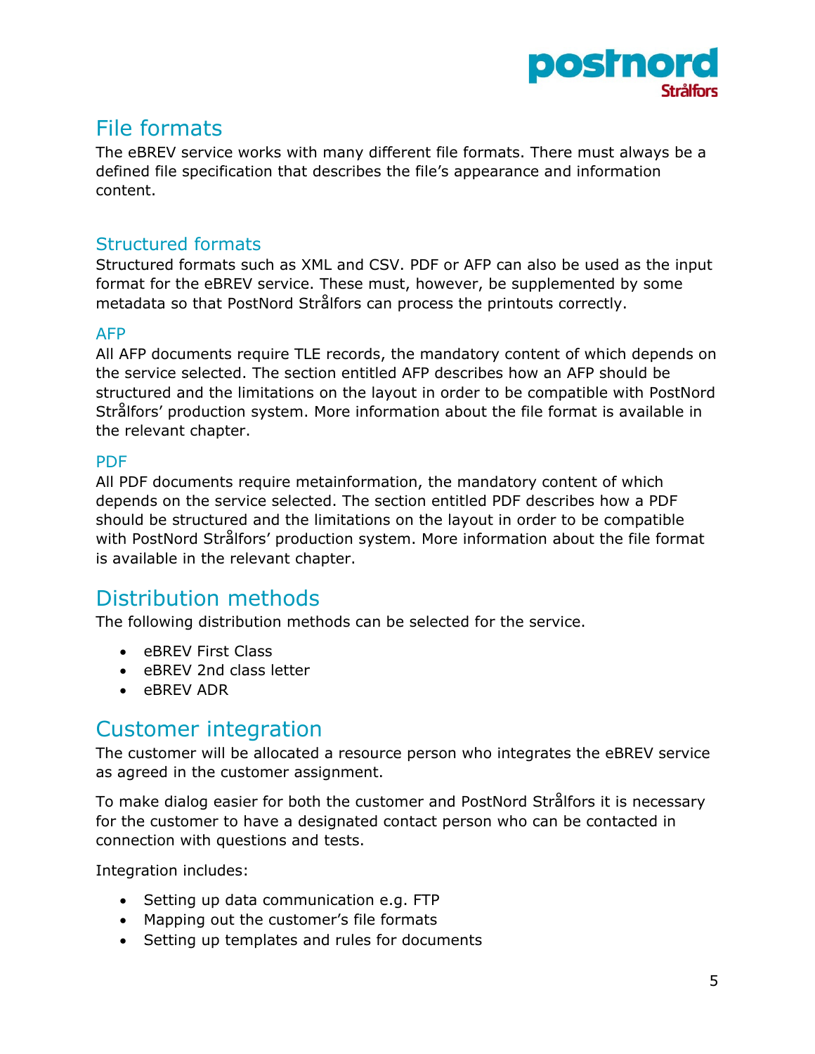## File formats

The eBREV service works with many different file formats. There must always be a defined file specification that describes the file's appearance and information content.

### Structured formats

Structured formats such as XML and CSV. PDF or AFP can also be used as the input format for the eBREV service. These must, however, be supplemented by some metadata so that PostNord Strålfors can process the printouts correctly.

#### AFP

All AFP documents require TLE records, the mandatory content of which depends on the service selected. The section entitled AFP describes how an AFP should be structured and the limitations on the layout in order to be compatible with PostNord Strålfors' production system. More information about the file format is available in the relevant chapter.

#### PDF

All PDF documents require metainformation, the mandatory content of which depends on the service selected. The section entitled PDF describes how a PDF should be structured and the limitations on the layout in order to be compatible with PostNord Strålfors' production system. More information about the file format is available in the relevant chapter.

## Distribution methods

The following distribution methods can be selected for the service.

- eBREV First Class
- eBREV 2nd class letter
- eBREV ADR

## Customer integration

The customer will be allocated a resource person who integrates the eBREV service as agreed in the customer assignment.

To make dialog easier for both the customer and PostNord Strålfors it is necessary for the customer to have a designated contact person who can be contacted in connection with questions and tests.

Integration includes:

- Setting up data communication e.g. FTP
- Mapping out the customer's file formats
- Setting up templates and rules for documents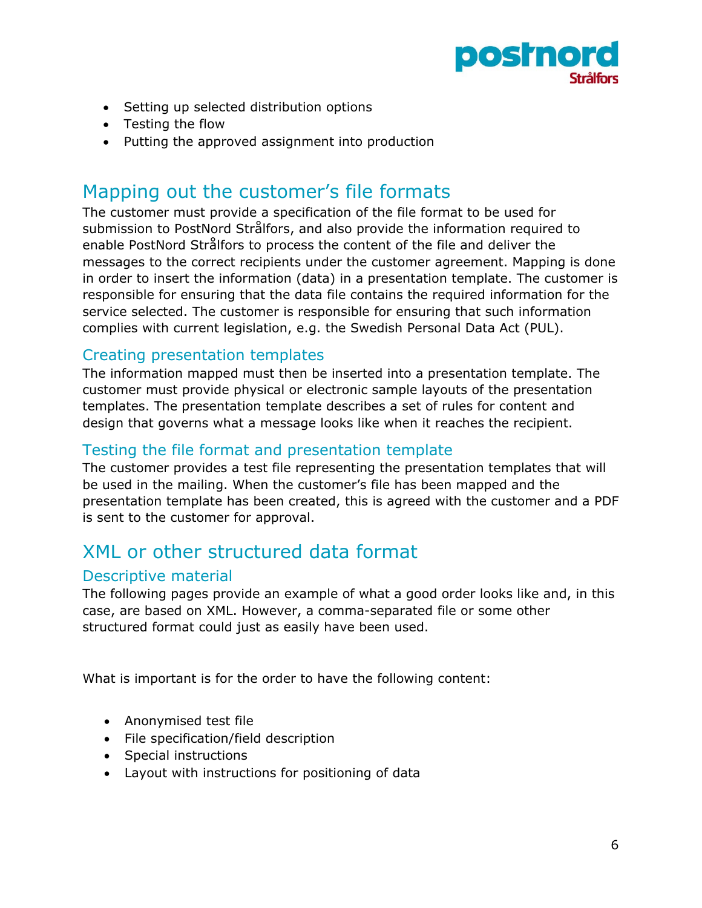- Setting up selected distribution options
- Testing the flow
- Putting the approved assignment into production

# Mapping out the customer's file formats

The customer must provide a specification of the file format to be used for submission to PostNord Strålfors, and also provide the information required to enable PostNord Strålfors to process the content of the file and deliver the messages to the correct recipients under the customer agreement. Mapping is done in order to insert the information (data) in a presentation template. The customer is responsible for ensuring that the data file contains the required information for the service selected. The customer is responsible for ensuring that such information complies with current legislation, e.g. the Swedish Personal Data Act (PUL).

## Creating presentation templates

The information mapped must then be inserted into a presentation template. The customer must provide physical or electronic sample layouts of the presentation templates. The presentation template describes a set of rules for content and design that governs what a message looks like when it reaches the recipient.

## Testing the file format and presentation template

The customer provides a test file representing the presentation templates that will be used in the mailing. When the customer's file has been mapped and the presentation template has been created, this is agreed with the customer and a PDF is sent to the customer for approval.

# XML or other structured data format

## Descriptive material

The following pages provide an example of what a good order looks like and, in this case, are based on XML. However, a comma-separated file or some other structured format could just as easily have been used.

What is important is for the order to have the following content:

- Anonymised test file
- File specification/field description
- Special instructions
- Layout with instructions for positioning of data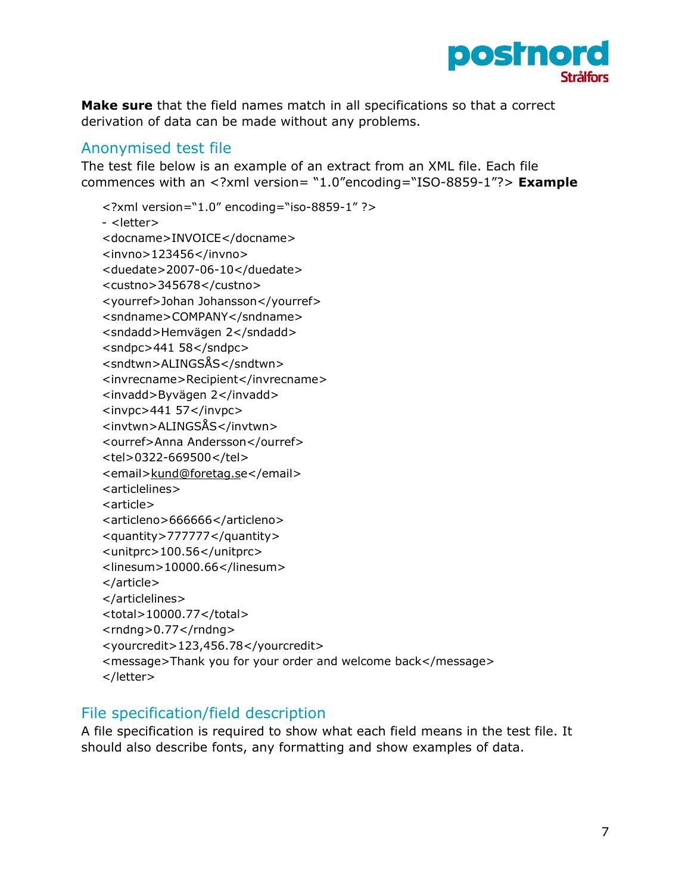**Make sure** that the field names match in all specifications so that a correct derivation of data can be made without any problems.

## Anonymised test file

The test file below is an example of an extract from an XML file. Each file commences with an <?xml version= "1.0"encoding="ISO-8859-1"?> **Example**

```
<?xml version="1.0" encoding="iso-8859-1" ?>
- <letter>
<docname>INVOICE</docname>
<invno>123456</invno>
<duedate>2007-06-10</duedate>
<custno>345678</custno>
<yourref>Johan Johansson</yourref>
<sndname>COMPANY</sndname>
<sndadd>Hemvägen 2</sndadd>
<sndpc>441 58</sndpc>
<sndtwn>ALINGSÅS</sndtwn>
<invrecname>Recipient</invrecname>
<invadd>Byvägen 2</invadd>
<invpc>441 57</invpc>
<invtwn>ALINGSÅS</invtwn>
<ourref>Anna Andersson</ourref>
<tel>0322-669500</tel>
<email>kund@foretag.se</email>
<articlelines>
<article>
<articleno>666666</articleno>
<quantity>777777</quantity>
<unitprc>100.56</unitprc>
<linesum>10000.66</linesum>
</article>
</articlelines>
<total>10000.77</total>
<rndng>0.77</rndng>
<yourcredit>123,456.78</yourcredit>
<message>Thank you for your order and welcome back</message>
</letter>
```

## File specification/field description

A file specification is required to show what each field means in the test file. It should also describe fonts, any formatting and show examples of data.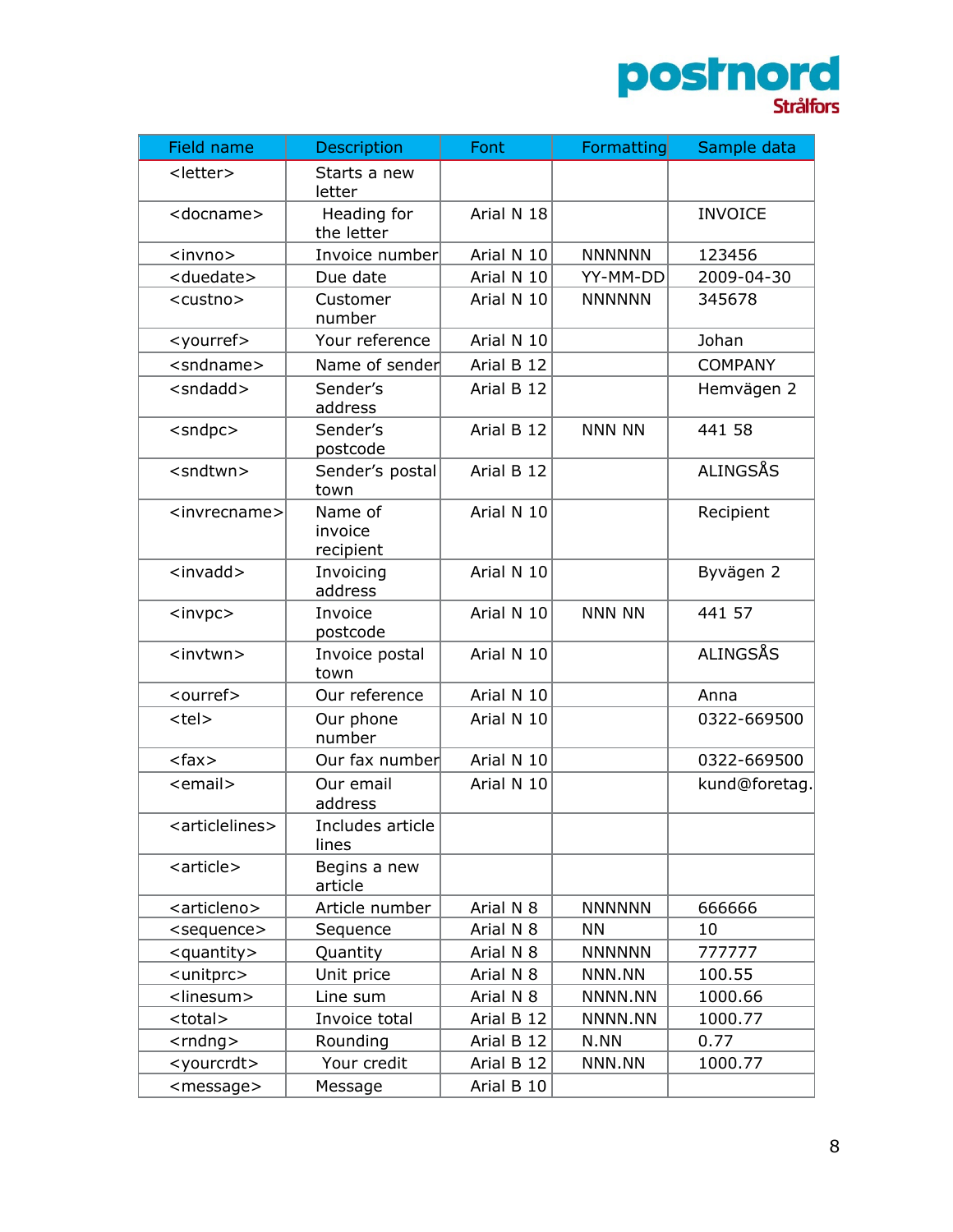| Field name | Description | Font | Formatting | Sample data |
|---|---|---|---|---|
| <letter> | Starts a new letter | | | |
| <docname> | Heading for the letter | Arial N 18 | | INVOICE |
| <invno> | Invoice number | Arial N 10 | NNNNNN | 123456 |
| <duedate> | Due date | Arial N 10 | YY-MM-DD | 2009-04-30 |
| <custno> | Customer number | Arial N 10 | NNNNNN | 345678 |
| <yourref> | Your reference | Arial N 10 | | Johan |
| <sndname> | Name of sender | Arial B 12 | | COMPANY |
| <sndadd> | Sender's address | Arial B 12 | | Hemvägen 2 |
| <sndpc> | Sender's postcode | Arial B 12 | NNN NN | 441 58 |
| <sndtwn> | Sender's postal town | Arial B 12 | | ALINGSÅS |
| <invrecname> | Name of invoice recipient | Arial N 10 | | Recipient |
| <invadd> | Invoicing address | Arial N 10 | | Byvägen 2 |
| <invpc> | Invoice postcode | Arial N 10 | NNN NN | 441 57 |
| <invtwn> | Invoice postal town | Arial N 10 | | ALINGSÅS |
| <ourref> | Our reference | Arial N 10 | | Anna |
| <tel> | Our phone number | Arial N 10 | | 0322-669500 |
| <fax> | Our fax number | Arial N 10 | | 0322-669500 |
| <email> | Our email address | Arial N 10 | | kund@foretag. |
| <articlelines> | Includes article lines | | | |
| <article> | Begins a new article | | | |
| <articleno> | Article number | Arial N 8 | NNNNNN | 666666 |
| <sequence> | Sequence | Arial N 8 | NN | 10 |
| <quantity> | Quantity | Arial N 8 | NNNNNN | 777777 |
| <unitprc> | Unit price | Arial N 8 | NNN.NN | 100.55 |
| <linesum> | Line sum | Arial N 8 | NNNN.NN | 1000.66 |
| <total> | Invoice total | Arial B 12 | NNNN.NN | 1000.77 |
| <rndng> | Rounding | Arial B 12 | N.NN | 0.77 |
| <yourcrdt> | Your credit | Arial B 12 | NNN.NN | 1000.77 |
| <message> | Message | Arial B 10 | | |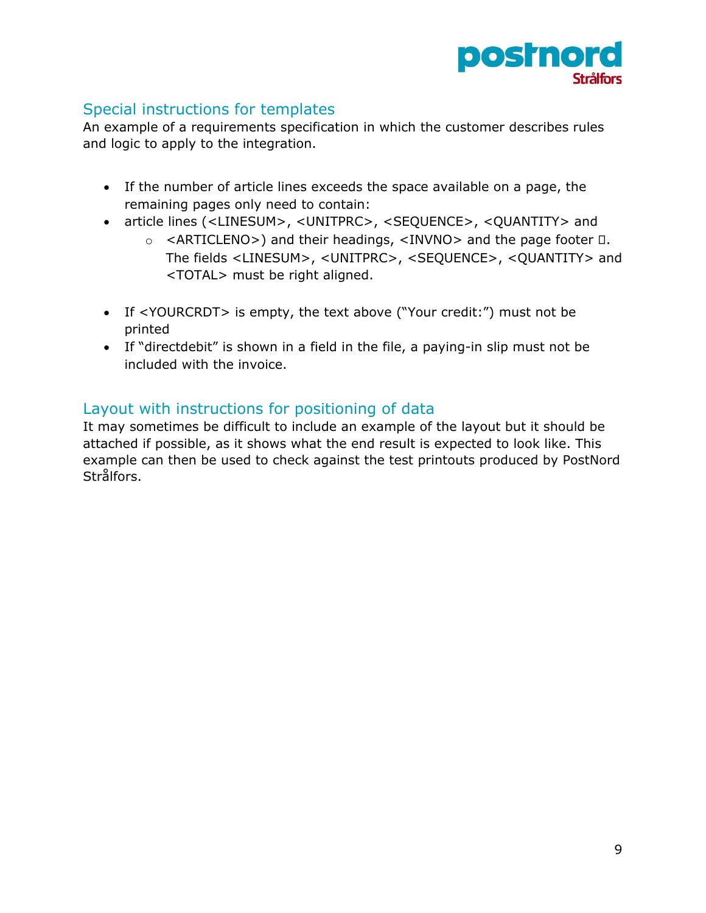## Special instructions for templates

An example of a requirements specification in which the customer describes rules and logic to apply to the integration.

- If the number of article lines exceeds the space available on a page, the remaining pages only need to contain:
- article lines (<LINESUM>, <UNITPRC>, <SEQUENCE>, <QUANTITY> and
  - <ARTICLENO>) and their headings, <INVNO> and the page footer . The fields <LINESUM>, <UNITPRC>, <SEQUENCE>, <QUANTITY> and <TOTAL> must be right aligned.

- If <YOURCRDT> is empty, the text above ("Your credit:") must not be printed
- If "directdebit" is shown in a field in the file, a paying-in slip must not be included with the invoice.

## Layout with instructions for positioning of data

It may sometimes be difficult to include an example of the layout but it should be attached if possible, as it shows what the end result is expected to look like. This example can then be used to check against the test printouts produced by PostNord Strålfors.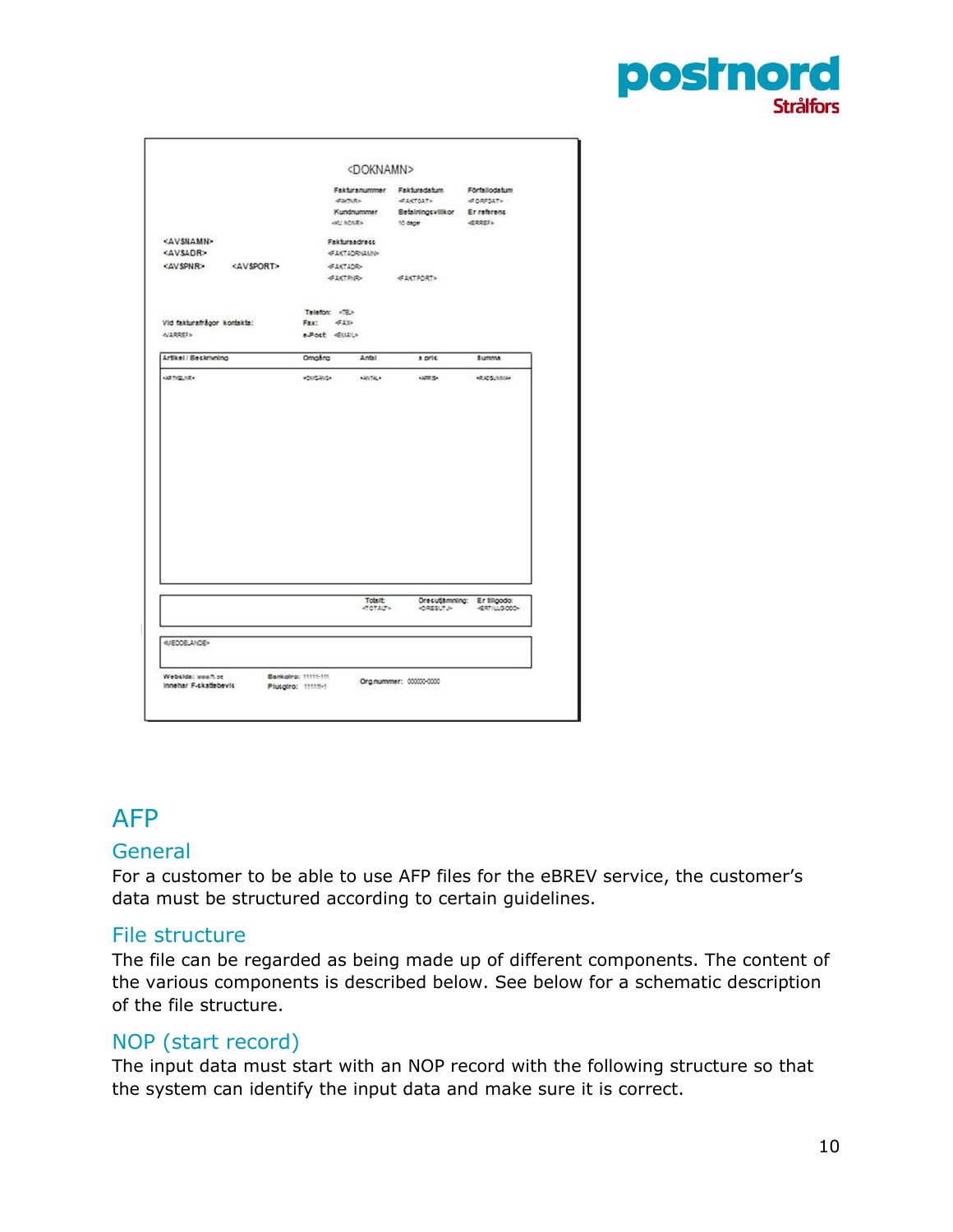# AFP

## General

For a customer to be able to use AFP files for the eBREV service, the customer's data must be structured according to certain guidelines.

## File structure

The file can be regarded as being made up of different components. The content of the various components is described below. See below for a schematic description of the file structure.

## NOP (start record)

The input data must start with an NOP record with the following structure so that the system can identify the input data and make sure it is correct.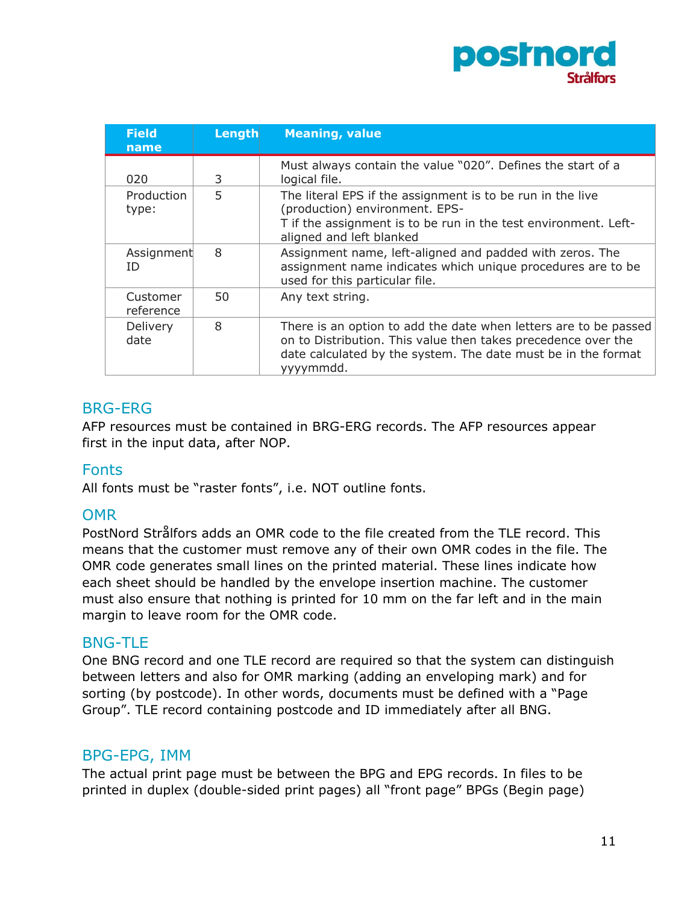| Field name | Length | Meaning, value |
|---|---|---|
| 020 | 3 | Must always contain the value "020". Defines the start of a logical file. |
| Production type: | 5 | The literal EPS if the assignment is to be run in the live (production) environment. EPS-T if the assignment is to be run in the test environment. Left-aligned and left blanked |
| Assignment ID | 8 | Assignment name, left-aligned and padded with zeros. The assignment name indicates which unique procedures are to be used for this particular file. |
| Customer reference | 50 | Any text string. |
| Delivery date | 8 | There is an option to add the date when letters are to be passed on to Distribution. This value then takes precedence over the date calculated by the system. The date must be in the format yyyymmdd. |

## BRG-ERG

AFP resources must be contained in BRG-ERG records. The AFP resources appear first in the input data, after NOP.

## Fonts

All fonts must be "raster fonts", i.e. NOT outline fonts.

## OMR

PostNord Strålfors adds an OMR code to the file created from the TLE record. This means that the customer must remove any of their own OMR codes in the file. The OMR code generates small lines on the printed material. These lines indicate how each sheet should be handled by the envelope insertion machine. The customer must also ensure that nothing is printed for 10 mm on the far left and in the main margin to leave room for the OMR code.

## BNG-TLE

One BNG record and one TLE record are required so that the system can distinguish between letters and also for OMR marking (adding an enveloping mark) and for sorting (by postcode). In other words, documents must be defined with a "Page Group". TLE record containing postcode and ID immediately after all BNG.

## BPG-EPG, IMM

The actual print page must be between the BPG and EPG records. In files to be printed in duplex (double-sided print pages) all "front page" BPGs (Begin page)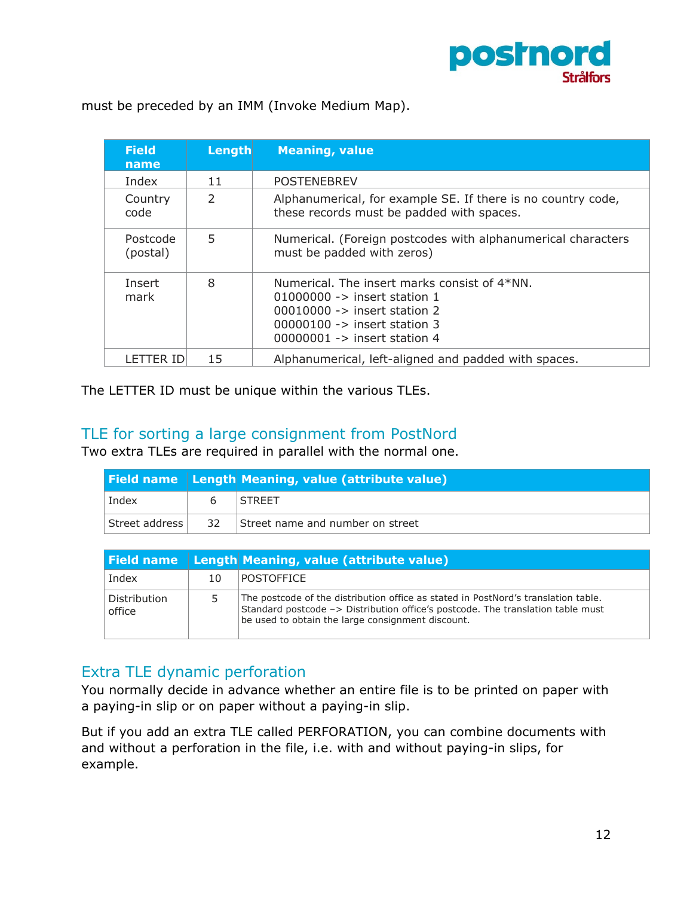must be preceded by an IMM (Invoke Medium Map).

| Field name | Length | Meaning, value |
|---|---|---|
| Index | 11 | POSTENEBREV |
| Country code | 2 | Alphanumerical, for example SE. If there is no country code, these records must be padded with spaces. |
| Postcode (postal) | 5 | Numerical. (Foreign postcodes with alphanumerical characters must be padded with zeros) |
| Insert mark | 8 | Numerical. The insert marks consist of 4*NN.<br>01000000 -> insert station 1<br>00010000 -> insert station 2<br>00000100 -> insert station 3<br>00000001 -> insert station 4 |
| LETTER ID | 15 | Alphanumerical, left-aligned and padded with spaces. |

The LETTER ID must be unique within the various TLEs.

## TLE for sorting a large consignment from PostNord

Two extra TLEs are required in parallel with the normal one.

| Field name | Length | Meaning, value (attribute value) |
|---|---|---|
| Index | 6 | STREET |
| Street address | 32 | Street name and number on street |

| Field name | Length | Meaning, value (attribute value) |
|---|---|---|
| Index | 10 | POSTOFFICE |
| Distribution office | 5 | The postcode of the distribution office as stated in PostNord's translation table. Standard postcode –> Distribution office's postcode. The translation table must be used to obtain the large consignment discount. |

## Extra TLE dynamic perforation

You normally decide in advance whether an entire file is to be printed on paper with a paying-in slip or on paper without a paying-in slip.

But if you add an extra TLE called PERFORATION, you can combine documents with and without a perforation in the file, i.e. with and without paying-in slips, for example.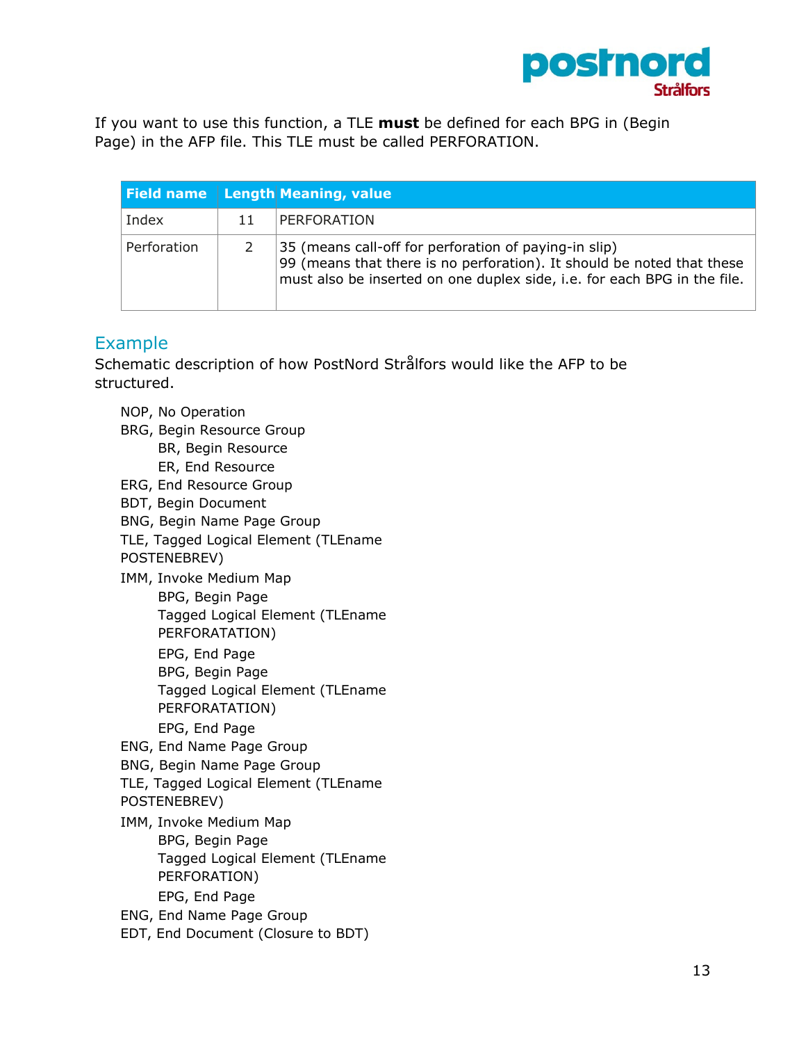If you want to use this function, a TLE **must** be defined for each BPG in (Begin Page) in the AFP file. This TLE must be called PERFORATION.

| Field name | Length | Meaning, value |
|---|---|---|
| Index | 11 | PERFORATION |
| Perforation | 2 | 35 (means call-off for perforation of paying-in slip)<br>99 (means that there is no perforation). It should be noted that these must also be inserted on one duplex side, i.e. for each BPG in the file. |

## Example

Schematic description of how PostNord Strålfors would like the AFP to be structured.

NOP, No Operation
BRG, Begin Resource Group
    BR, Begin Resource
    ER, End Resource
ERG, End Resource Group
BDT, Begin Document
BNG, Begin Name Page Group
TLE, Tagged Logical Element (TLEname POSTENEBREV)
IMM, Invoke Medium Map
    BPG, Begin Page
    Tagged Logical Element (TLEname PERFORATATION)
    EPG, End Page
    BPG, Begin Page
    Tagged Logical Element (TLEname PERFORATATION)
    EPG, End Page
ENG, End Name Page Group
BNG, Begin Name Page Group
TLE, Tagged Logical Element (TLEname POSTENEBREV)
IMM, Invoke Medium Map
    BPG, Begin Page
    Tagged Logical Element (TLEname PERFORATION)
    EPG, End Page
ENG, End Name Page Group
EDT, End Document (Closure to BDT)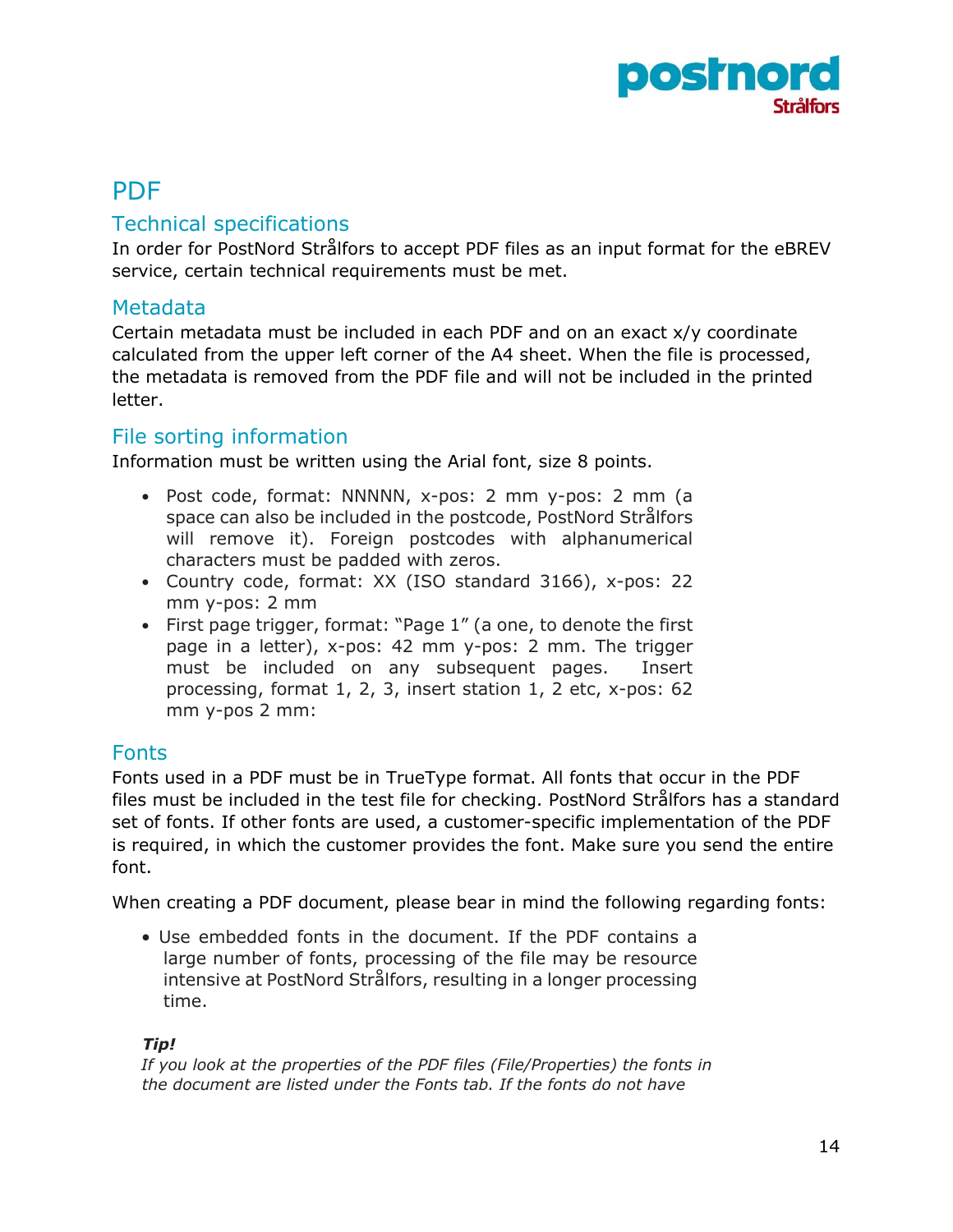# PDF

## Technical specifications

In order for PostNord Strålfors to accept PDF files as an input format for the eBREV service, certain technical requirements must be met.

## Metadata

Certain metadata must be included in each PDF and on an exact x/y coordinate calculated from the upper left corner of the A4 sheet. When the file is processed, the metadata is removed from the PDF file and will not be included in the printed letter.

## File sorting information

Information must be written using the Arial font, size 8 points.

- Post code, format: NNNNN, x-pos: 2 mm y-pos: 2 mm (a space can also be included in the postcode, PostNord Strålfors will remove it). Foreign postcodes with alphanumerical characters must be padded with zeros.
- Country code, format: XX (ISO standard 3166), x-pos: 22 mm y-pos: 2 mm
- First page trigger, format: "Page 1" (a one, to denote the first page in a letter), x-pos: 42 mm y-pos: 2 mm. The trigger must be included on any subsequent pages. Insert processing, format 1, 2, 3, insert station 1, 2 etc, x-pos: 62 mm y-pos 2 mm:

## Fonts

Fonts used in a PDF must be in TrueType format. All fonts that occur in the PDF files must be included in the test file for checking. PostNord Strålfors has a standard set of fonts. If other fonts are used, a customer-specific implementation of the PDF is required, in which the customer provides the font. Make sure you send the entire font.

When creating a PDF document, please bear in mind the following regarding fonts:

- Use embedded fonts in the document. If the PDF contains a large number of fonts, processing of the file may be resource intensive at PostNord Strålfors, resulting in a longer processing time.

***Tip!***
*If you look at the properties of the PDF files (File/Properties) the fonts in the document are listed under the Fonts tab. If the fonts do not have*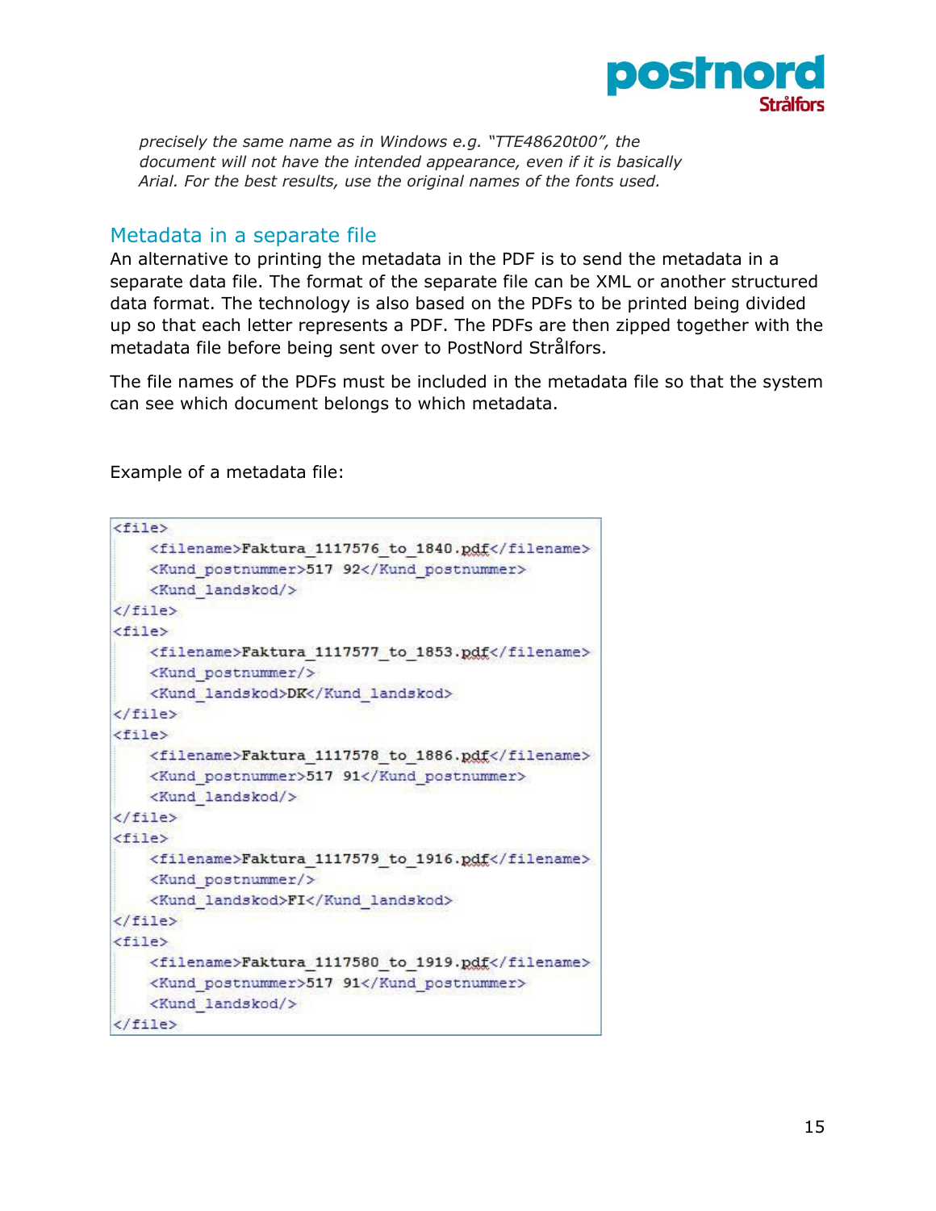*precisely the same name as in Windows e.g. "TTE48620t00", the document will not have the intended appearance, even if it is basically Arial. For the best results, use the original names of the fonts used.*

## Metadata in a separate file

An alternative to printing the metadata in the PDF is to send the metadata in a separate data file. The format of the separate file can be XML or another structured data format. The technology is also based on the PDFs to be printed being divided up so that each letter represents a PDF. The PDFs are then zipped together with the metadata file before being sent over to PostNord Strålfors.

The file names of the PDFs must be included in the metadata file so that the system can see which document belongs to which metadata.

Example of a metadata file:

```
<file>
    <filename>Faktura_1117576_to_1840.pdf</filename>
    <Kund_postnummer>517 92</Kund_postnummer>
    <Kund_landskod/>
</file>
<file>
    <filename>Faktura_1117577_to_1853.pdf</filename>
    <Kund_postnummer/>
    <Kund_landskod>DK</Kund_landskod>
</file>
<file>
    <filename>Faktura_1117578_to_1886.pdf</filename>
    <Kund_postnummer>517 91</Kund_postnummer>
    <Kund_landskod/>
</file>
<file>
    <filename>Faktura_1117579_to_1916.pdf</filename>
    <Kund_postnummer/>
    <Kund_landskod>FI</Kund_landskod>
</file>
<file>
    <filename>Faktura_1117580_to_1919.pdf</filename>
    <Kund_postnummer>517 91</Kund_postnummer>
    <Kund_landskod/>
</file>
```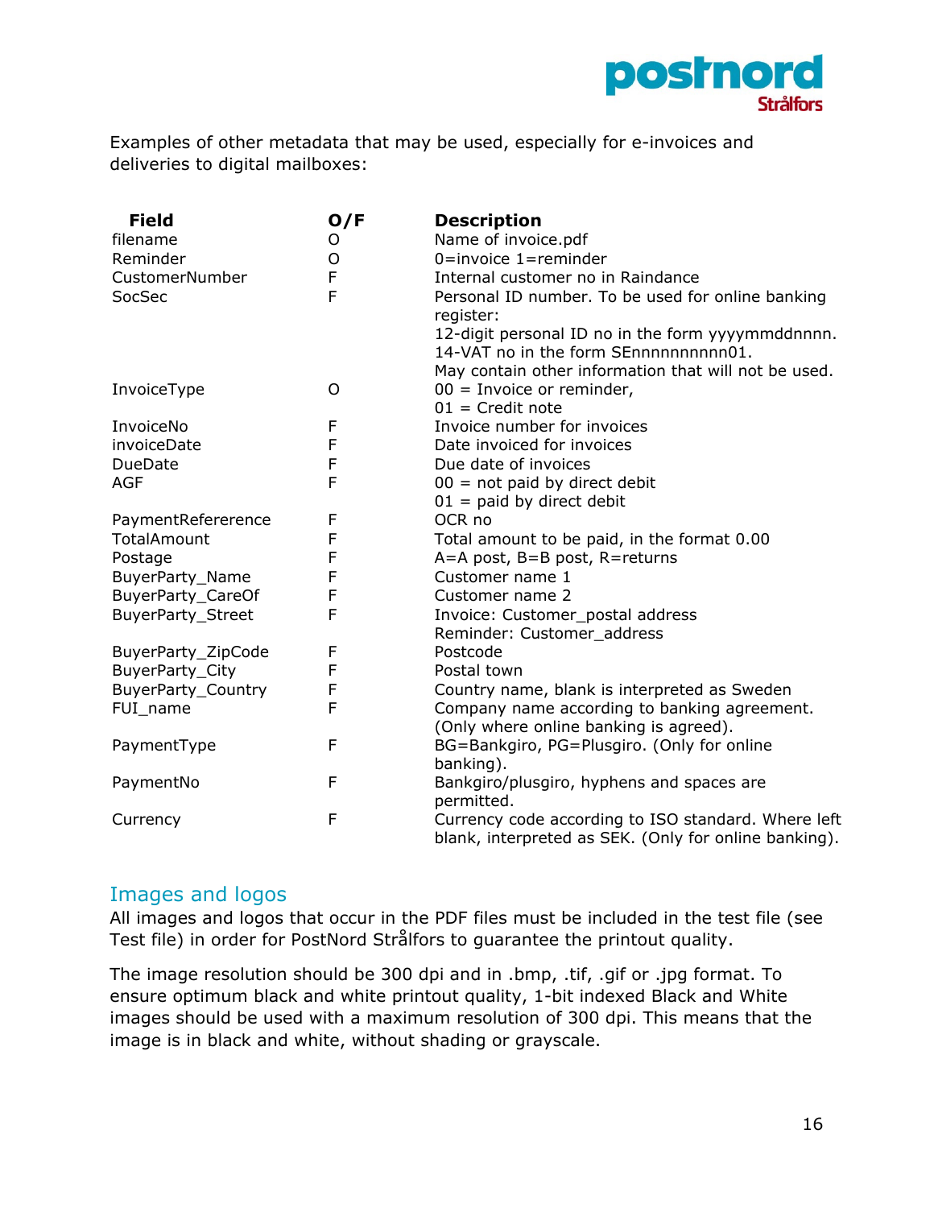Examples of other metadata that may be used, especially for e-invoices and deliveries to digital mailboxes:

| Field | O/F | Description |
|---|---|---|
| filename | O | Name of invoice.pdf |
| Reminder | O | 0=invoice 1=reminder |
| CustomerNumber | F | Internal customer no in Raindance |
| SocSec | F | Personal ID number. To be used for online banking register:<br>12-digit personal ID no in the form yyyymmddnnnn.<br>14-VAT no in the form SEnnnnnnnnnn01.<br>May contain other information that will not be used. |
| InvoiceType | O | 00 = Invoice or reminder,<br>01 = Credit note |
| InvoiceNo | F | Invoice number for invoices |
| invoiceDate | F | Date invoiced for invoices |
| DueDate | F | Due date of invoices |
| AGF | F | 00 = not paid by direct debit<br>01 = paid by direct debit |
| PaymentRefererence | F | OCR no |
| TotalAmount | F | Total amount to be paid, in the format 0.00 |
| Postage | F | A=A post, B=B post, R=returns |
| BuyerParty_Name | F | Customer name 1 |
| BuyerParty_CareOf | F | Customer name 2 |
| BuyerParty_Street | F | Invoice: Customer_postal address<br>Reminder: Customer_address |
| BuyerParty_ZipCode | F | Postcode |
| BuyerParty_City | F | Postal town |
| BuyerParty_Country | F | Country name, blank is interpreted as Sweden |
| FUI_name | F | Company name according to banking agreement. (Only where online banking is agreed). |
| PaymentType | F | BG=Bankgiro, PG=Plusgiro. (Only for online banking). |
| PaymentNo | F | Bankgiro/plusgiro, hyphens and spaces are permitted. |
| Currency | F | Currency code according to ISO standard. Where left blank, interpreted as SEK. (Only for online banking). |

## Images and logos

All images and logos that occur in the PDF files must be included in the test file (see Test file) in order for PostNord Strålfors to guarantee the printout quality.

The image resolution should be 300 dpi and in .bmp, .tif, .gif or .jpg format. To ensure optimum black and white printout quality, 1-bit indexed Black and White images should be used with a maximum resolution of 300 dpi. This means that the image is in black and white, without shading or grayscale.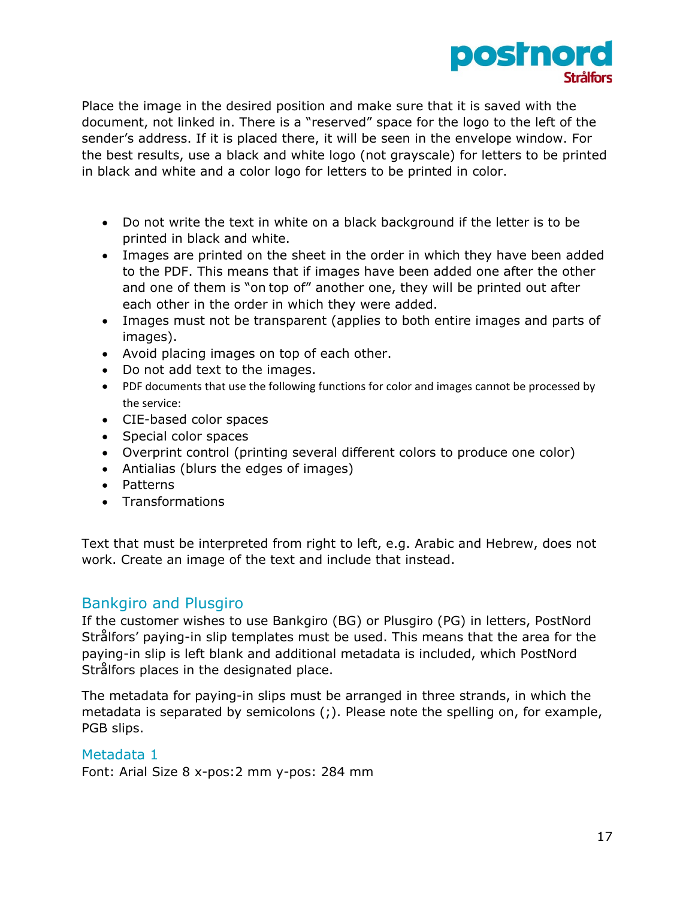Place the image in the desired position and make sure that it is saved with the document, not linked in. There is a "reserved" space for the logo to the left of the sender's address. If it is placed there, it will be seen in the envelope window. For the best results, use a black and white logo (not grayscale) for letters to be printed in black and white and a color logo for letters to be printed in color.

- Do not write the text in white on a black background if the letter is to be printed in black and white.
- Images are printed on the sheet in the order in which they have been added to the PDF. This means that if images have been added one after the other and one of them is "on top of" another one, they will be printed out after each other in the order in which they were added.
- Images must not be transparent (applies to both entire images and parts of images).
- Avoid placing images on top of each other.
- Do not add text to the images.
- PDF documents that use the following functions for color and images cannot be processed by the service:
- CIE-based color spaces
- Special color spaces
- Overprint control (printing several different colors to produce one color)
- Antialias (blurs the edges of images)
- Patterns
- Transformations

Text that must be interpreted from right to left, e.g. Arabic and Hebrew, does not work. Create an image of the text and include that instead.

## Bankgiro and Plusgiro

If the customer wishes to use Bankgiro (BG) or Plusgiro (PG) in letters, PostNord Strålfors' paying-in slip templates must be used. This means that the area for the paying-in slip is left blank and additional metadata is included, which PostNord Strålfors places in the designated place.

The metadata for paying-in slips must be arranged in three strands, in which the metadata is separated by semicolons (;). Please note the spelling on, for example, PGB slips.

### Metadata 1

Font: Arial Size 8 x-pos:2 mm y-pos: 284 mm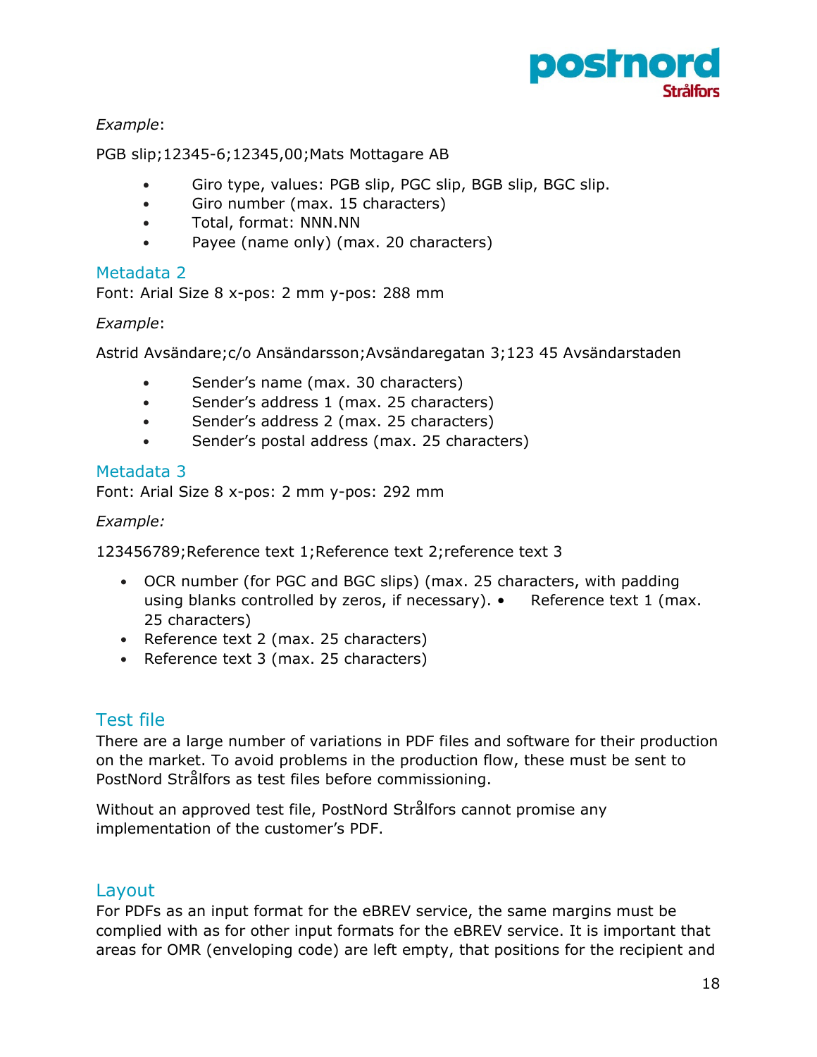*Example*:

PGB slip;12345-6;12345,00;Mats Mottagare AB

- Giro type, values: PGB slip, PGC slip, BGB slip, BGC slip.
- Giro number (max. 15 characters)
- Total, format: NNN.NN
- Payee (name only) (max. 20 characters)

## Metadata 2

Font: Arial Size 8 x-pos: 2 mm y-pos: 288 mm

*Example*:

Astrid Avsändare;c/o Ansändarsson;Avsändaregatan 3;123 45 Avsändarstaden

- Sender's name (max. 30 characters)
- Sender's address 1 (max. 25 characters)
- Sender's address 2 (max. 25 characters)
- Sender's postal address (max. 25 characters)

## Metadata 3

Font: Arial Size 8 x-pos: 2 mm y-pos: 292 mm

*Example:*

123456789;Reference text 1;Reference text 2;reference text 3

- OCR number (for PGC and BGC slips) (max. 25 characters, with padding using blanks controlled by zeros, if necessary). • Reference text 1 (max. 25 characters)
- Reference text 2 (max. 25 characters)
- Reference text 3 (max. 25 characters)

# Test file

There are a large number of variations in PDF files and software for their production on the market. To avoid problems in the production flow, these must be sent to PostNord Strålfors as test files before commissioning.

Without an approved test file, PostNord Strålfors cannot promise any implementation of the customer's PDF.

# Layout

For PDFs as an input format for the eBREV service, the same margins must be complied with as for other input formats for the eBREV service. It is important that areas for OMR (enveloping code) are left empty, that positions for the recipient and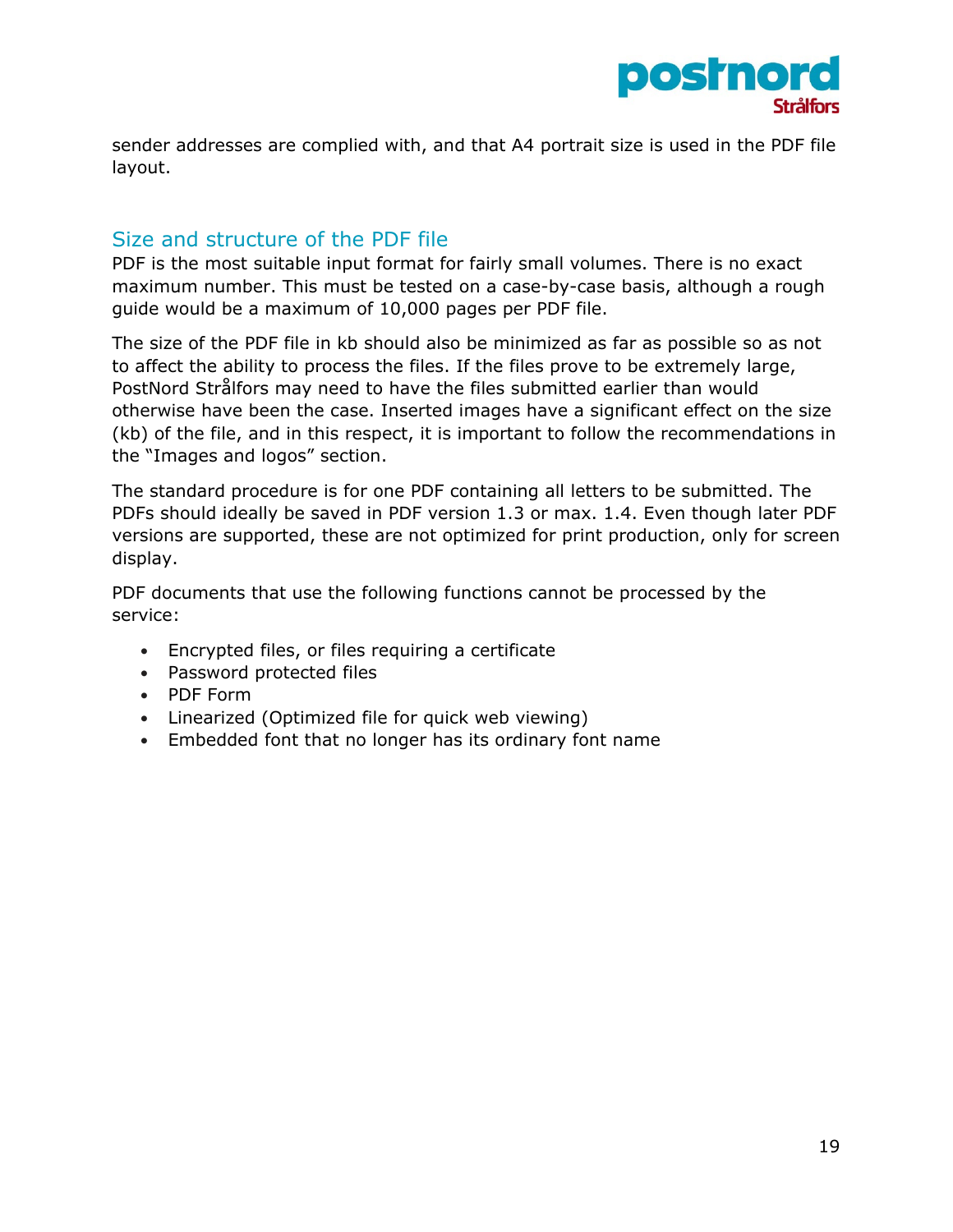sender addresses are complied with, and that A4 portrait size is used in the PDF file layout.

## Size and structure of the PDF file

PDF is the most suitable input format for fairly small volumes. There is no exact maximum number. This must be tested on a case-by-case basis, although a rough guide would be a maximum of 10,000 pages per PDF file.

The size of the PDF file in kb should also be minimized as far as possible so as not to affect the ability to process the files. If the files prove to be extremely large, PostNord Strålfors may need to have the files submitted earlier than would otherwise have been the case. Inserted images have a significant effect on the size (kb) of the file, and in this respect, it is important to follow the recommendations in the "Images and logos" section.

The standard procedure is for one PDF containing all letters to be submitted. The PDFs should ideally be saved in PDF version 1.3 or max. 1.4. Even though later PDF versions are supported, these are not optimized for print production, only for screen display.

PDF documents that use the following functions cannot be processed by the service:

- Encrypted files, or files requiring a certificate
- Password protected files
- PDF Form
- Linearized (Optimized file for quick web viewing)
- Embedded font that no longer has its ordinary font name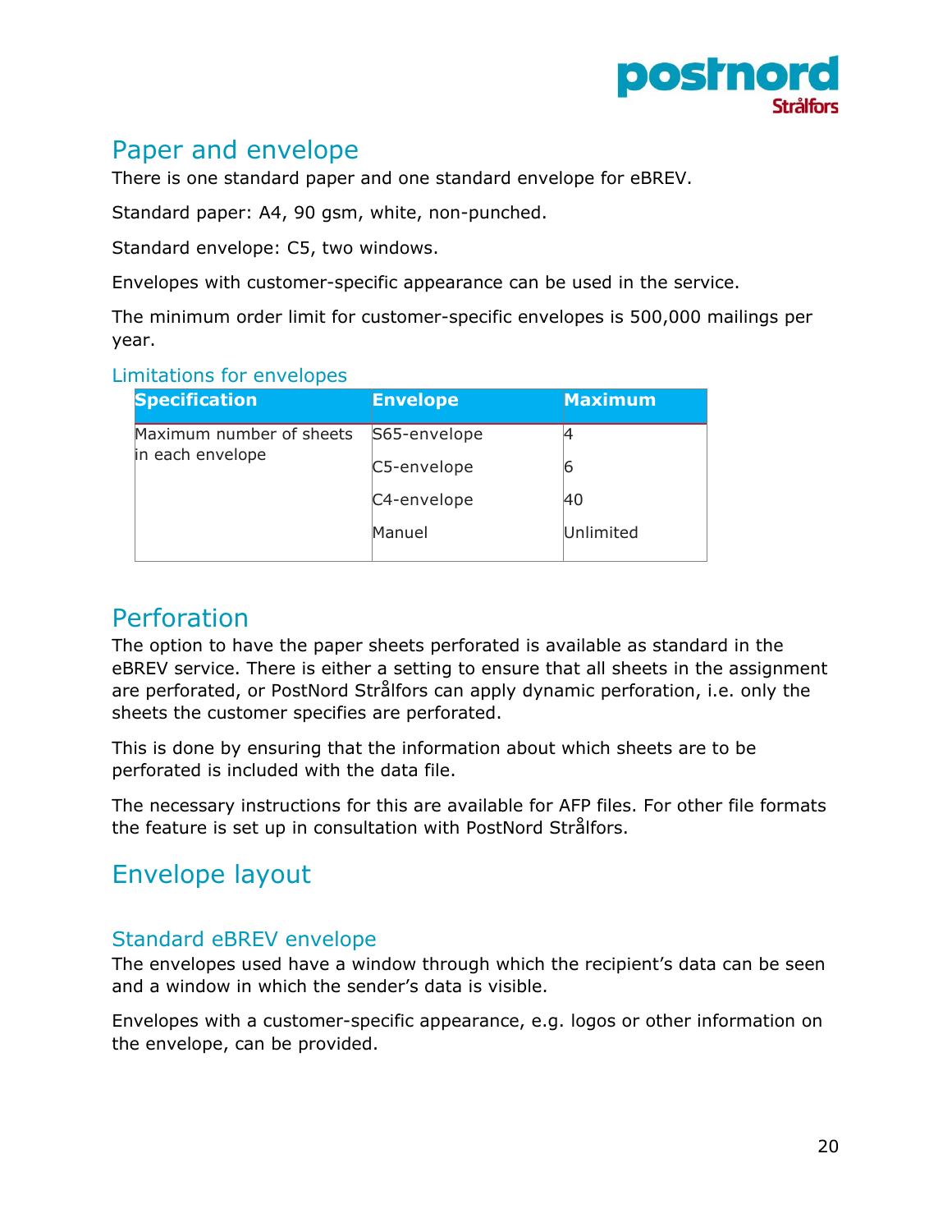## Paper and envelope

There is one standard paper and one standard envelope for eBREV.

Standard paper: A4, 90 gsm, white, non-punched.

Standard envelope: C5, two windows.

Envelopes with customer-specific appearance can be used in the service.

The minimum order limit for customer-specific envelopes is 500,000 mailings per year.

### Limitations for envelopes

| Specification | Envelope | Maximum |
|---|---|---|
| Maximum number of sheets in each envelope | S65-envelope | 4 |
| | C5-envelope | 6 |
| | C4-envelope | 40 |
| | Manuel | Unlimited |

## Perforation

The option to have the paper sheets perforated is available as standard in the eBREV service. There is either a setting to ensure that all sheets in the assignment are perforated, or PostNord Strålfors can apply dynamic perforation, i.e. only the sheets the customer specifies are perforated.

This is done by ensuring that the information about which sheets are to be perforated is included with the data file.

The necessary instructions for this are available for AFP files. For other file formats the feature is set up in consultation with PostNord Strålfors.

## Envelope layout

### Standard eBREV envelope

The envelopes used have a window through which the recipient's data can be seen and a window in which the sender's data is visible.

Envelopes with a customer-specific appearance, e.g. logos or other information on the envelope, can be provided.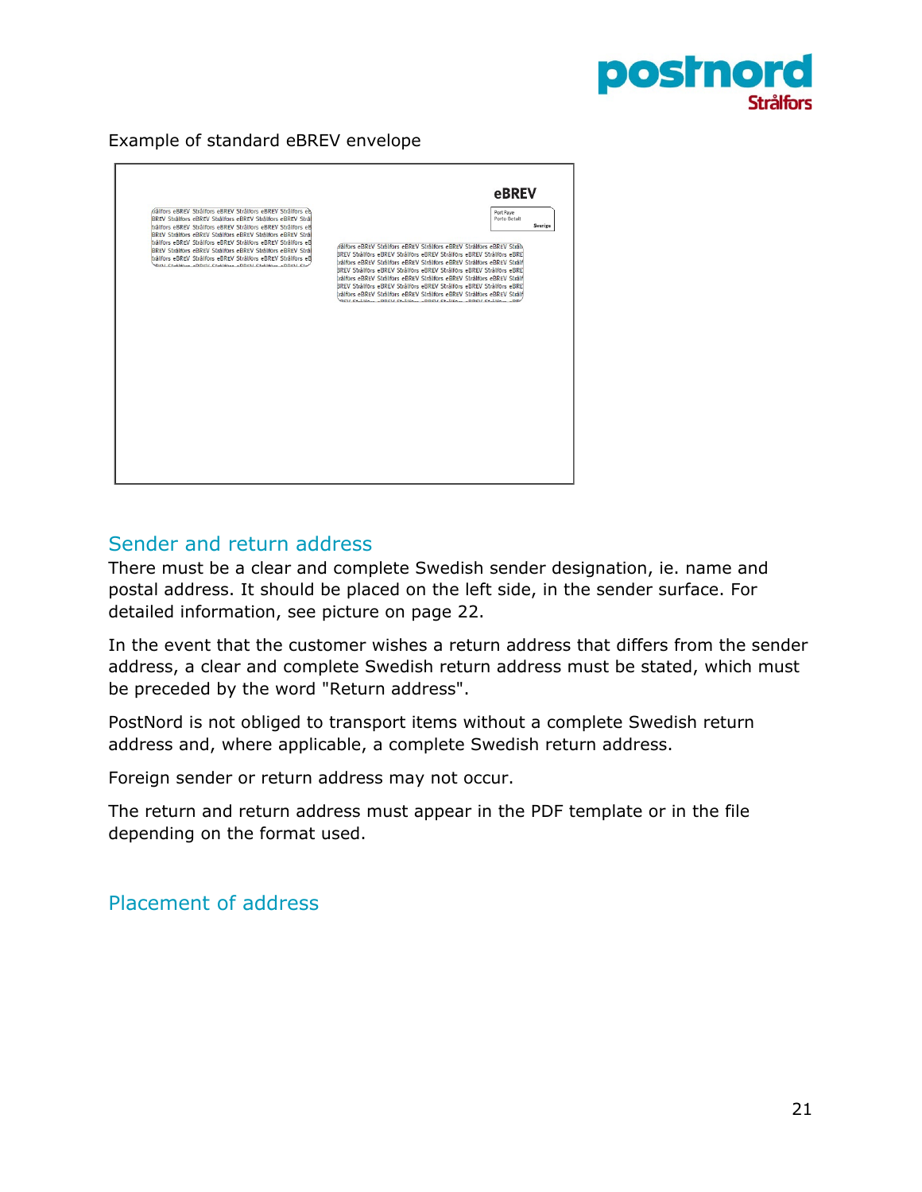Example of standard eBREV envelope

## Sender and return address

There must be a clear and complete Swedish sender designation, ie. name and postal address. It should be placed on the left side, in the sender surface. For detailed information, see picture on page 22.

In the event that the customer wishes a return address that differs from the sender address, a clear and complete Swedish return address must be stated, which must be preceded by the word "Return address".

PostNord is not obliged to transport items without a complete Swedish return address and, where applicable, a complete Swedish return address.

Foreign sender or return address may not occur.

The return and return address must appear in the PDF template or in the file depending on the format used.

## Placement of address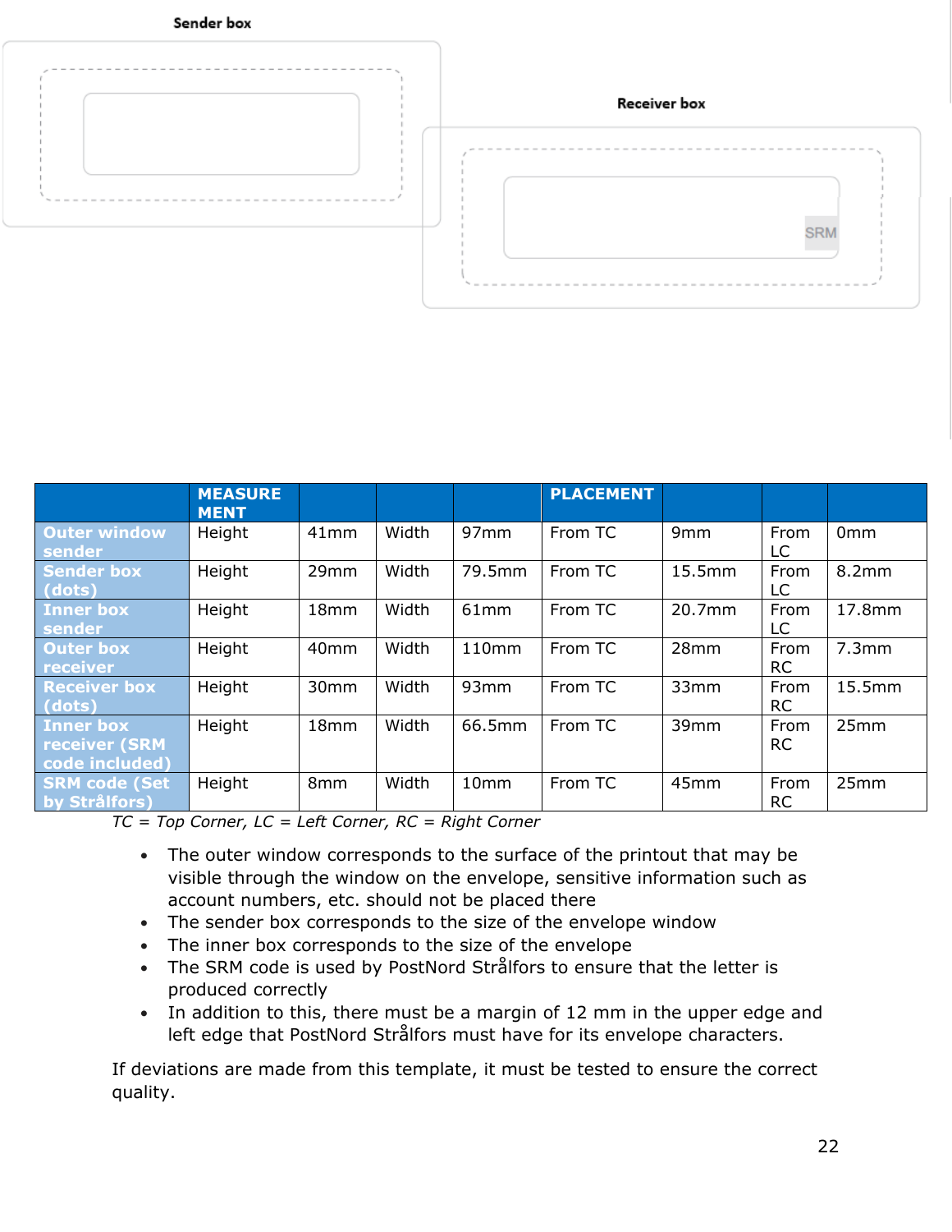Sender box

Receiver box

SRM

| | MEASURE MENT | | | | PLACEMENT | | | |
|---|---|---|---|---|---|---|---|---|
| **Outer window sender** | Height | 41mm | Width | 97mm | From TC | 9mm | From LC | 0mm |
| **Sender box (dots)** | Height | 29mm | Width | 79.5mm | From TC | 15.5mm | From LC | 8.2mm |
| **Inner box sender** | Height | 18mm | Width | 61mm | From TC | 20.7mm | From LC | 17.8mm |
| **Outer box receiver** | Height | 40mm | Width | 110mm | From TC | 28mm | From RC | 7.3mm |
| **Receiver box (dots)** | Height | 30mm | Width | 93mm | From TC | 33mm | From RC | 15.5mm |
| **Inner box receiver (SRM code included)** | Height | 18mm | Width | 66.5mm | From TC | 39mm | From RC | 25mm |
| **SRM code (Set by Strålfors)** | Height | 8mm | Width | 10mm | From TC | 45mm | From RC | 25mm |

*TC = Top Corner, LC = Left Corner, RC = Right Corner*

- The outer window corresponds to the surface of the printout that may be visible through the window on the envelope, sensitive information such as account numbers, etc. should not be placed there
- The sender box corresponds to the size of the envelope window
- The inner box corresponds to the size of the envelope
- The SRM code is used by PostNord Strålfors to ensure that the letter is produced correctly
- In addition to this, there must be a margin of 12 mm in the upper edge and left edge that PostNord Strålfors must have for its envelope characters.

If deviations are made from this template, it must be tested to ensure the correct quality.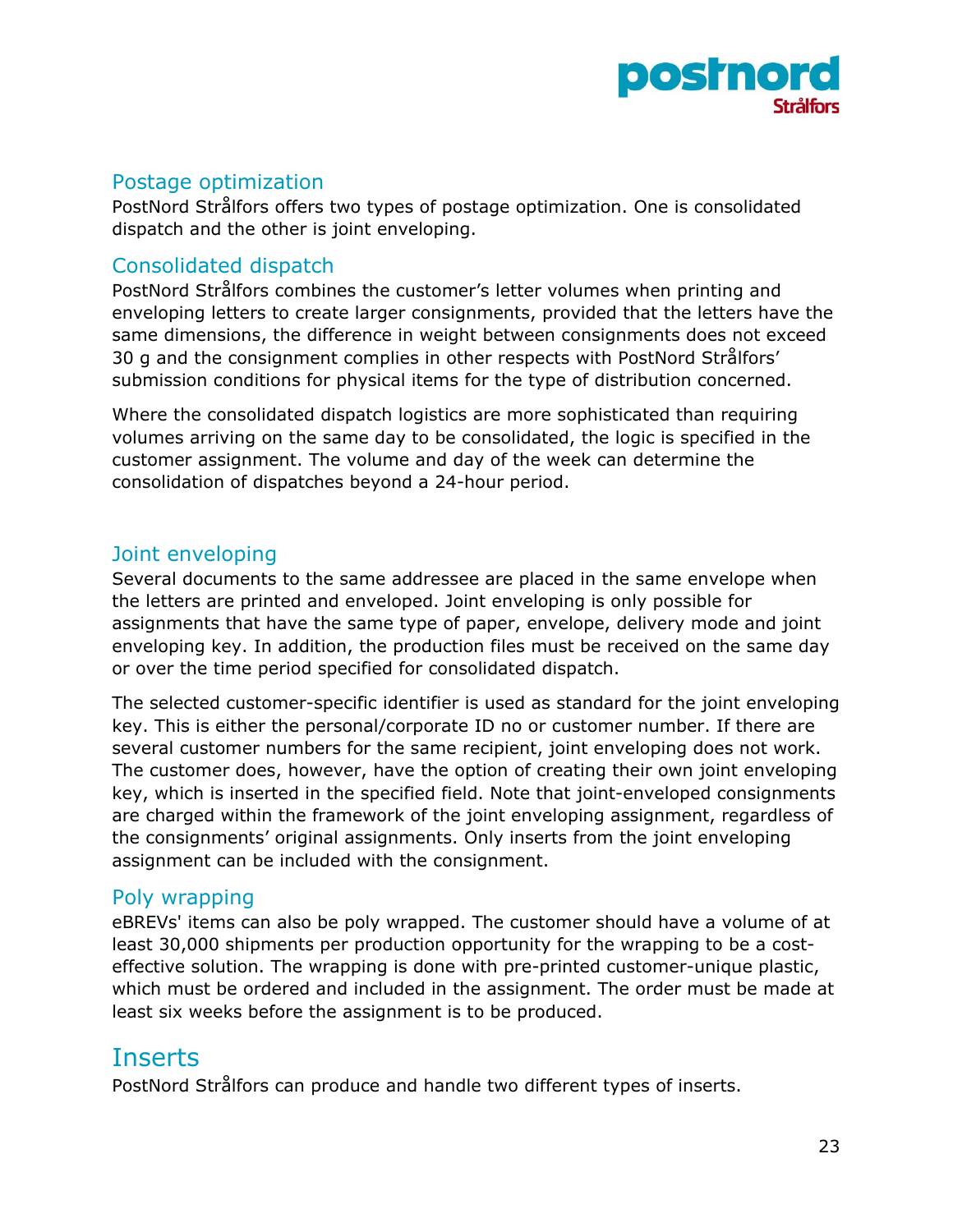## Postage optimization

PostNord Strålfors offers two types of postage optimization. One is consolidated dispatch and the other is joint enveloping.

## Consolidated dispatch

PostNord Strålfors combines the customer's letter volumes when printing and enveloping letters to create larger consignments, provided that the letters have the same dimensions, the difference in weight between consignments does not exceed 30 g and the consignment complies in other respects with PostNord Strålfors' submission conditions for physical items for the type of distribution concerned.

Where the consolidated dispatch logistics are more sophisticated than requiring volumes arriving on the same day to be consolidated, the logic is specified in the customer assignment. The volume and day of the week can determine the consolidation of dispatches beyond a 24-hour period.

## Joint enveloping

Several documents to the same addressee are placed in the same envelope when the letters are printed and enveloped. Joint enveloping is only possible for assignments that have the same type of paper, envelope, delivery mode and joint enveloping key. In addition, the production files must be received on the same day or over the time period specified for consolidated dispatch.

The selected customer-specific identifier is used as standard for the joint enveloping key. This is either the personal/corporate ID no or customer number. If there are several customer numbers for the same recipient, joint enveloping does not work. The customer does, however, have the option of creating their own joint enveloping key, which is inserted in the specified field. Note that joint-enveloped consignments are charged within the framework of the joint enveloping assignment, regardless of the consignments' original assignments. Only inserts from the joint enveloping assignment can be included with the consignment.

## Poly wrapping

eBREVs' items can also be poly wrapped. The customer should have a volume of at least 30,000 shipments per production opportunity for the wrapping to be a cost-effective solution. The wrapping is done with pre-printed customer-unique plastic, which must be ordered and included in the assignment. The order must be made at least six weeks before the assignment is to be produced.

# Inserts

PostNord Strålfors can produce and handle two different types of inserts.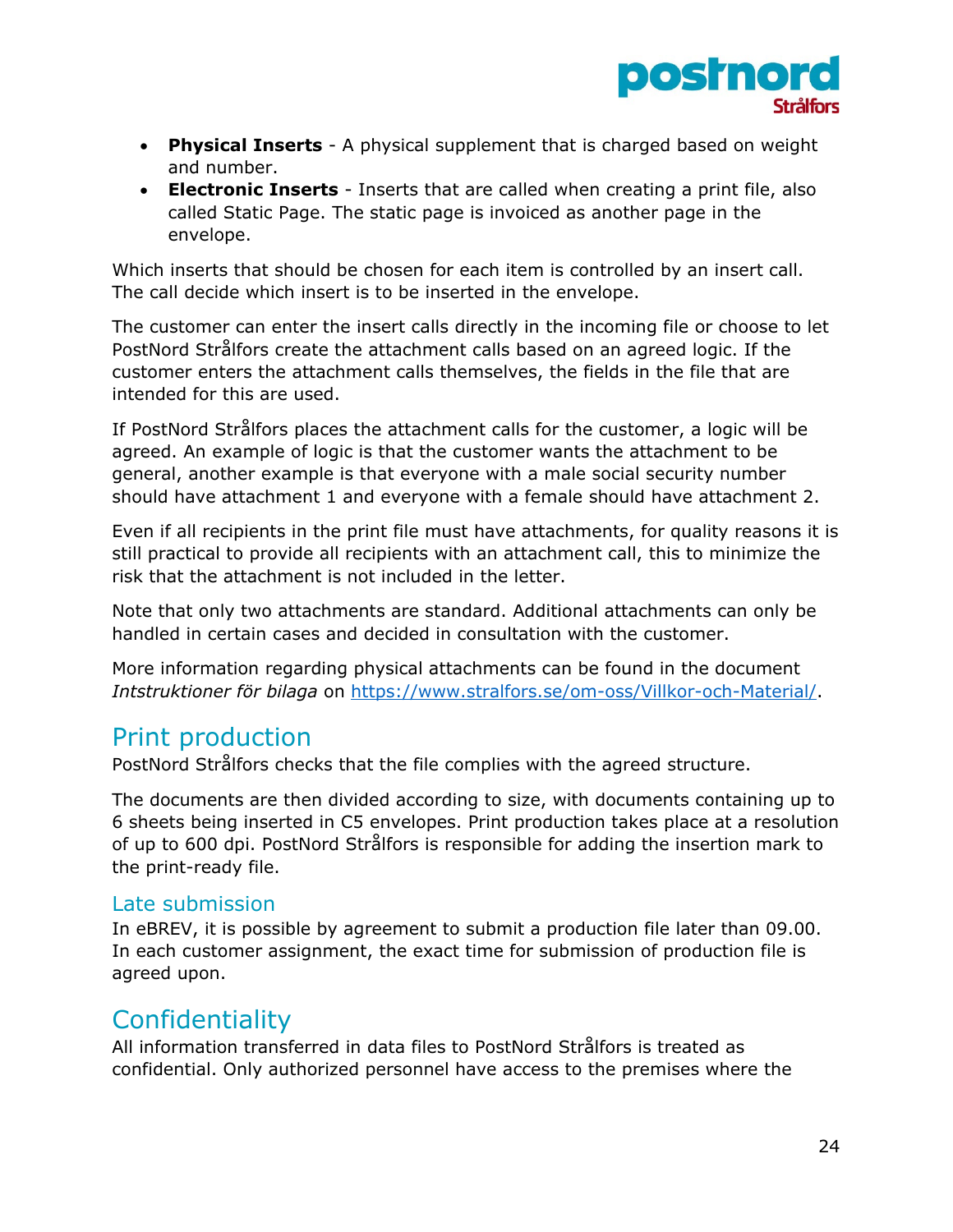- **Physical Inserts** - A physical supplement that is charged based on weight and number.
- **Electronic Inserts** - Inserts that are called when creating a print file, also called Static Page. The static page is invoiced as another page in the envelope.

Which inserts that should be chosen for each item is controlled by an insert call. The call decide which insert is to be inserted in the envelope.

The customer can enter the insert calls directly in the incoming file or choose to let PostNord Strålfors create the attachment calls based on an agreed logic. If the customer enters the attachment calls themselves, the fields in the file that are intended for this are used.

If PostNord Strålfors places the attachment calls for the customer, a logic will be agreed. An example of logic is that the customer wants the attachment to be general, another example is that everyone with a male social security number should have attachment 1 and everyone with a female should have attachment 2.

Even if all recipients in the print file must have attachments, for quality reasons it is still practical to provide all recipients with an attachment call, this to minimize the risk that the attachment is not included in the letter.

Note that only two attachments are standard. Additional attachments can only be handled in certain cases and decided in consultation with the customer.

More information regarding physical attachments can be found in the document *Intstruktioner för bilaga* on https://www.stralfors.se/om-oss/Villkor-och-Material/.

## Print production

PostNord Strålfors checks that the file complies with the agreed structure.

The documents are then divided according to size, with documents containing up to 6 sheets being inserted in C5 envelopes. Print production takes place at a resolution of up to 600 dpi. PostNord Strålfors is responsible for adding the insertion mark to the print-ready file.

### Late submission

In eBREV, it is possible by agreement to submit a production file later than 09.00. In each customer assignment, the exact time for submission of production file is agreed upon.

## Confidentiality

All information transferred in data files to PostNord Strålfors is treated as confidential. Only authorized personnel have access to the premises where the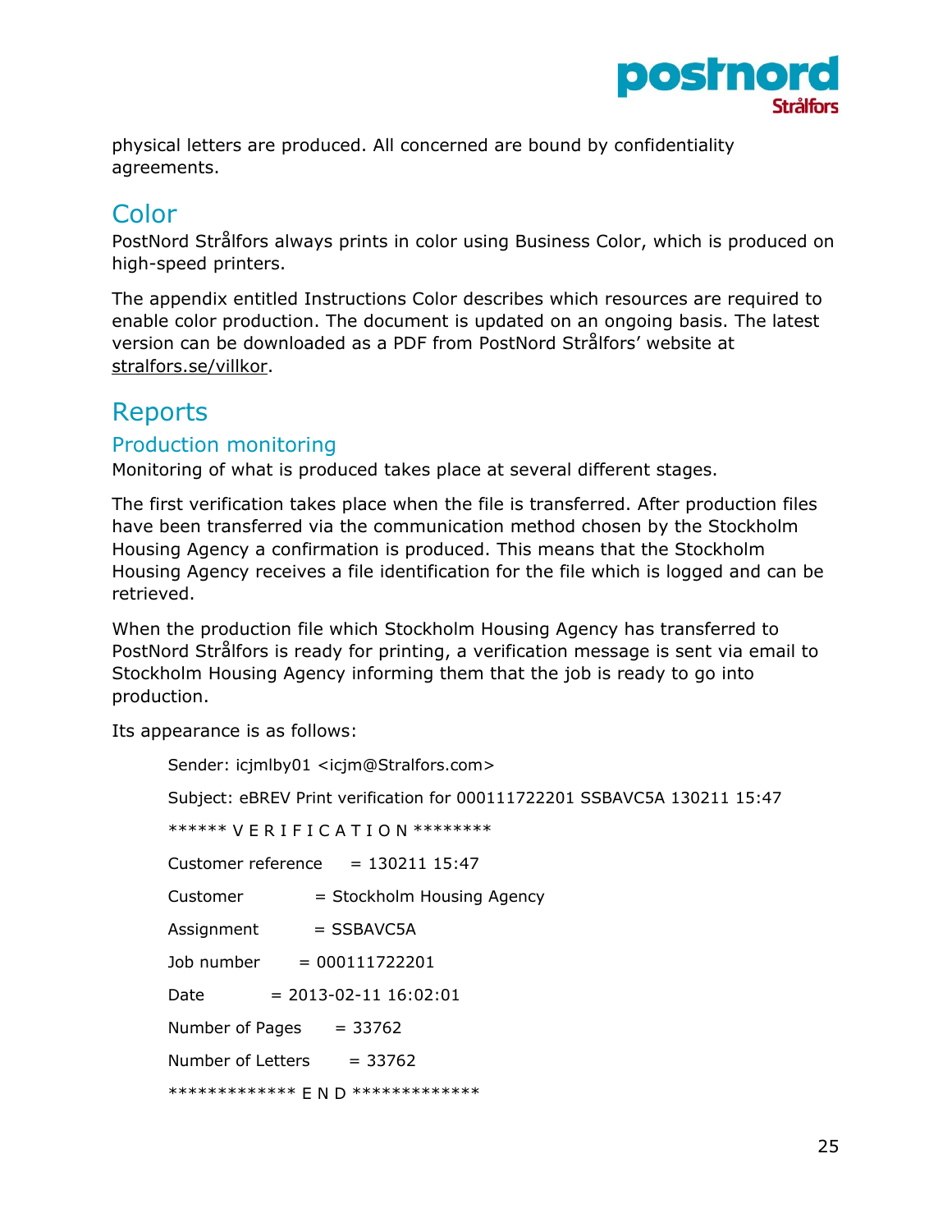physical letters are produced. All concerned are bound by confidentiality agreements.

## Color

PostNord Strålfors always prints in color using Business Color, which is produced on high-speed printers.

The appendix entitled Instructions Color describes which resources are required to enable color production. The document is updated on an ongoing basis. The latest version can be downloaded as a PDF from PostNord Strålfors' website at stralfors.se/villkor.

## Reports

### Production monitoring

Monitoring of what is produced takes place at several different stages.

The first verification takes place when the file is transferred. After production files have been transferred via the communication method chosen by the Stockholm Housing Agency a confirmation is produced. This means that the Stockholm Housing Agency receives a file identification for the file which is logged and can be retrieved.

When the production file which Stockholm Housing Agency has transferred to PostNord Strålfors is ready for printing, a verification message is sent via email to Stockholm Housing Agency informing them that the job is ready to go into production.

Its appearance is as follows:

```
Sender: icjmlby01 <icjm@Stralfors.com>

Subject: eBREV Print verification for 000111722201 SSBAVC5A 130211 15:47

****** V E R I F I C A T I O N ********

Customer reference    = 130211 15:47

Customer         = Stockholm Housing Agency

Assignment        = SSBAVC5A

Job number      = 000111722201

Date         = 2013-02-11 16:02:01

Number of Pages      = 33762

Number of Letters      = 33762

************* E N D *************
```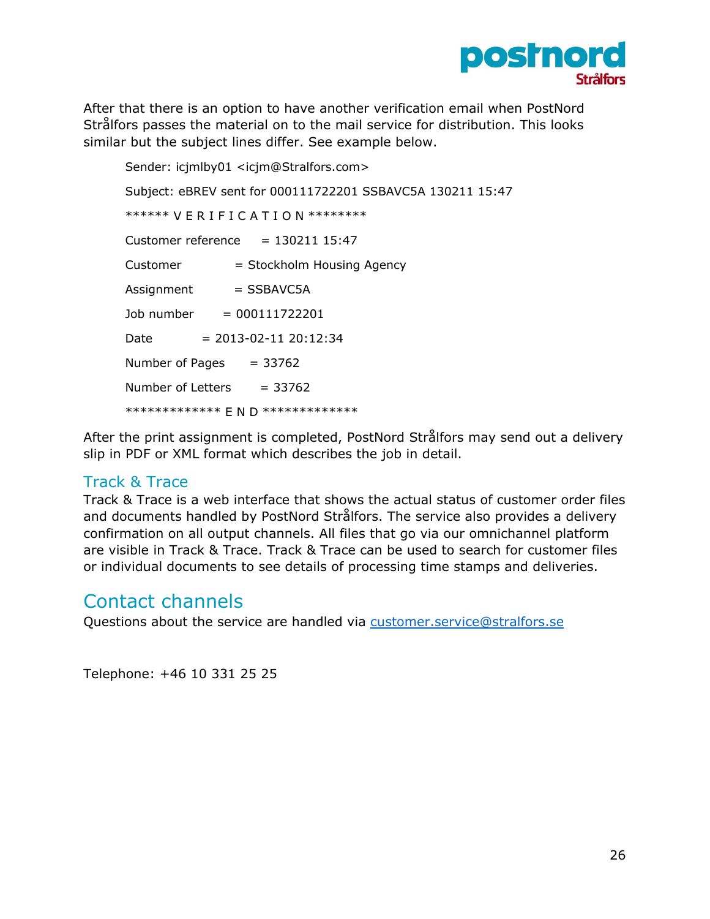After that there is an option to have another verification email when PostNord Strålfors passes the material on to the mail service for distribution. This looks similar but the subject lines differ. See example below.

```
Sender: icjmlby01 <icjm@Stralfors.com>

Subject: eBREV sent for 000111722201 SSBAVC5A 130211 15:47

****** V E R I F I C A T I O N ********

Customer reference    = 130211 15:47

Customer          = Stockholm Housing Agency

Assignment        = SSBAVC5A

Job number      = 000111722201

Date          = 2013-02-11 20:12:34

Number of Pages      = 33762

Number of Letters      = 33762

************* E N D *************
```

After the print assignment is completed, PostNord Strålfors may send out a delivery slip in PDF or XML format which describes the job in detail.

### Track & Trace

Track & Trace is a web interface that shows the actual status of customer order files and documents handled by PostNord Strålfors. The service also provides a delivery confirmation on all output channels. All files that go via our omnichannel platform are visible in Track & Trace. Track & Trace can be used to search for customer files or individual documents to see details of processing time stamps and deliveries.

## Contact channels

Questions about the service are handled via [customer.service@stralfors.se](mailto:customer.service@stralfors.se)

Telephone: +46 10 331 25 25